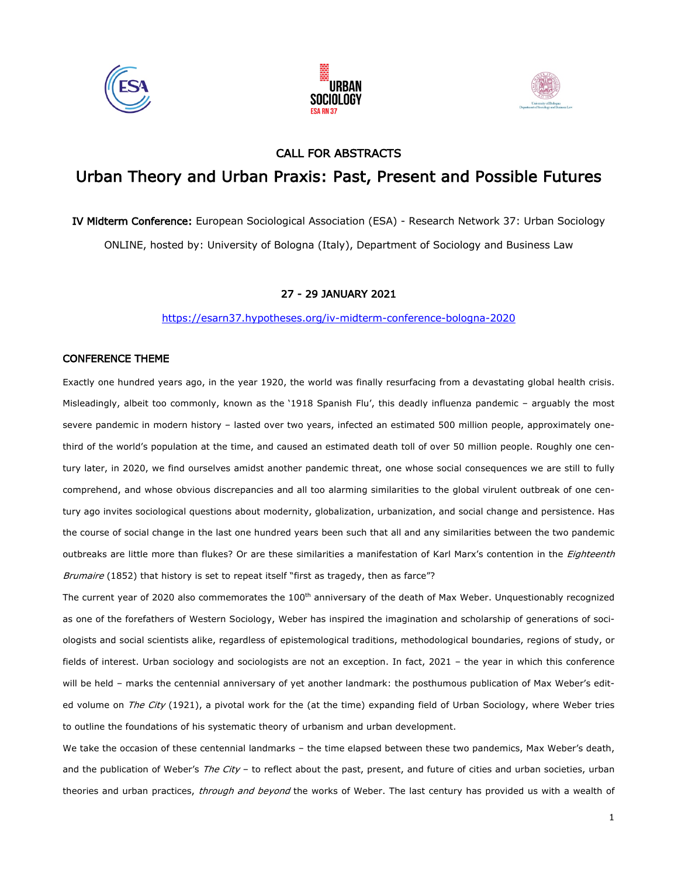# CALL FOR ABSTRACTS

# Urban Theory and Urban Praxis: Past, Present and Possible Futures

**IV Midterm Conference:** European Sociological Association (ESA) - Research Network 37: Urban Sociology

ONLINE, hosted by: University of Bologna (Italy), Department of Sociology and Business Law

**27 - 29 JANUARY 2021**

https://esarn37.hypotheses.org/iv-midterm-conference-bologna-2020

## CONFERENCE THEME

Exactly one hundred years ago, in the year 1920, the world was finally resurfacing from a devastating global health crisis. Misleadingly, albeit too commonly, known as the '1918 Spanish Flu', this deadly influenza pandemic – arguably the most severe pandemic in modern history – lasted over two years, infected an estimated 500 million people, approximately one-third of the world's population at the time, and caused an estimated death toll of over 50 million people. Roughly one century later, in 2020, we find ourselves amidst another pandemic threat, one whose social consequences we are still to fully comprehend, and whose obvious discrepancies and all too alarming similarities to the global virulent outbreak of one century ago invites sociological questions about modernity, globalization, urbanization, and social change and persistence. Has the course of social change in the last one hundred years been such that all and any similarities between the two pandemic outbreaks are little more than flukes? Or are these similarities a manifestation of Karl Marx's contention in the *Eighteenth Brumaire* (1852) that history is set to repeat itself "first as tragedy, then as farce"?

The current year of 2020 also commemorates the 100th anniversary of the death of Max Weber. Unquestionably recognized as one of the forefathers of Western Sociology, Weber has inspired the imagination and scholarship of generations of sociologists and social scientists alike, regardless of epistemological traditions, methodological boundaries, regions of study, or fields of interest. Urban sociology and sociologists are not an exception. In fact, 2021 – the year in which this conference will be held – marks the centennial anniversary of yet another landmark: the posthumous publication of Max Weber's edited volume on *The City* (1921), a pivotal work for the (at the time) expanding field of Urban Sociology, where Weber tries to outline the foundations of his systematic theory of urbanism and urban development.

We take the occasion of these centennial landmarks – the time elapsed between these two pandemics, Max Weber's death, and the publication of Weber's *The City* – to reflect about the past, present, and future of cities and urban societies, urban theories and urban practices, *through and beyond* the works of Weber. The last century has provided us with a wealth of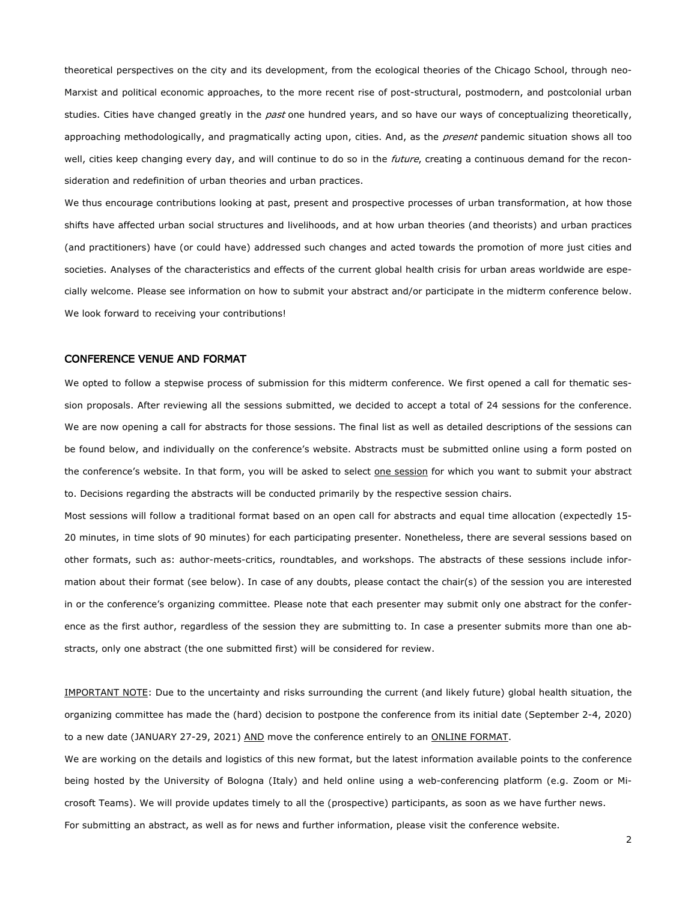theoretical perspectives on the city and its development, from the ecological theories of the Chicago School, through neo-Marxist and political economic approaches, to the more recent rise of post-structural, postmodern, and postcolonial urban studies. Cities have changed greatly in the *past* one hundred years, and so have our ways of conceptualizing theoretically, approaching methodologically, and pragmatically acting upon, cities. And, as the *present* pandemic situation shows all too well, cities keep changing every day, and will continue to do so in the *future*, creating a continuous demand for the reconsideration and redefinition of urban theories and urban practices.

We thus encourage contributions looking at past, present and prospective processes of urban transformation, at how those shifts have affected urban social structures and livelihoods, and at how urban theories (and theorists) and urban practices (and practitioners) have (or could have) addressed such changes and acted towards the promotion of more just cities and societies. Analyses of the characteristics and effects of the current global health crisis for urban areas worldwide are especially welcome. Please see information on how to submit your abstract and/or participate in the midterm conference below. We look forward to receiving your contributions!

## CONFERENCE VENUE AND FORMAT

We opted to follow a stepwise process of submission for this midterm conference. We first opened a call for thematic session proposals. After reviewing all the sessions submitted, we decided to accept a total of 24 sessions for the conference. We are now opening a call for abstracts for those sessions. The final list as well as detailed descriptions of the sessions can be found below, and individually on the conference's website. Abstracts must be submitted online using a form posted on the conference's website. In that form, you will be asked to select <u>one session</u> for which you want to submit your abstract to. Decisions regarding the abstracts will be conducted primarily by the respective session chairs.

Most sessions will follow a traditional format based on an open call for abstracts and equal time allocation (expectedly 15-20 minutes, in time slots of 90 minutes) for each participating presenter. Nonetheless, there are several sessions based on other formats, such as: author-meets-critics, roundtables, and workshops. The abstracts of these sessions include information about their format (see below). In case of any doubts, please contact the chair(s) of the session you are interested in or the conference's organizing committee. Please note that each presenter may submit only one abstract for the conference as the first author, regardless of the session they are submitting to. In case a presenter submits more than one abstracts, only one abstract (the one submitted first) will be considered for review.

<u>IMPORTANT NOTE</u>: Due to the uncertainty and risks surrounding the current (and likely future) global health situation, the organizing committee has made the (hard) decision to postpone the conference from its initial date (September 2-4, 2020) to a new date (JANUARY 27-29, 2021) <u>AND</u> move the conference entirely to an <u>ONLINE FORMAT</u>.

We are working on the details and logistics of this new format, but the latest information available points to the conference being hosted by the University of Bologna (Italy) and held online using a web-conferencing platform (e.g. Zoom or Microsoft Teams). We will provide updates timely to all the (prospective) participants, as soon as we have further news.

For submitting an abstract, as well as for news and further information, please visit the conference website.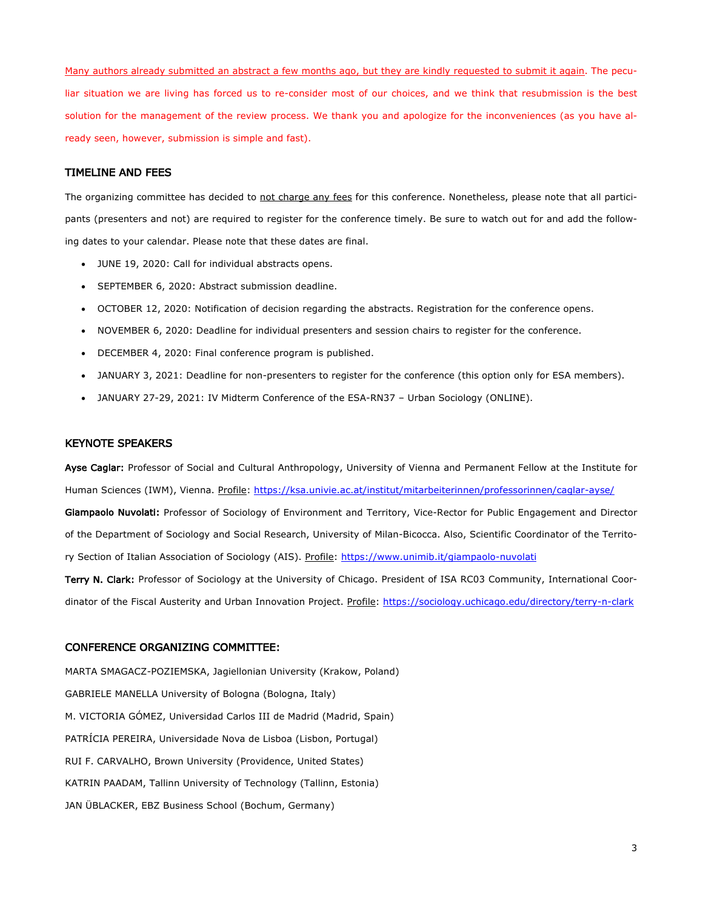Many authors already submitted an abstract a few months ago, but they are kindly requested to submit it again. The peculiar situation we are living has forced us to re-consider most of our choices, and we think that resubmission is the best solution for the management of the review process. We thank you and apologize for the inconveniences (as you have already seen, however, submission is simple and fast).

## TIMELINE AND FEES

The organizing committee has decided to not charge any fees for this conference. Nonetheless, please note that all participants (presenters and not) are required to register for the conference timely. Be sure to watch out for and add the following dates to your calendar. Please note that these dates are final.

- JUNE 19, 2020: Call for individual abstracts opens.
- SEPTEMBER 6, 2020: Abstract submission deadline.
- OCTOBER 12, 2020: Notification of decision regarding the abstracts. Registration for the conference opens.
- NOVEMBER 6, 2020: Deadline for individual presenters and session chairs to register for the conference.
- DECEMBER 4, 2020: Final conference program is published.
- JANUARY 3, 2021: Deadline for non-presenters to register for the conference (this option only for ESA members).
- JANUARY 27-29, 2021: IV Midterm Conference of the ESA-RN37 – Urban Sociology (ONLINE).

## KEYNOTE SPEAKERS

**Ayse Caglar:** Professor of Social and Cultural Anthropology, University of Vienna and Permanent Fellow at the Institute for Human Sciences (IWM), Vienna. Profile: https://ksa.univie.ac.at/institut/mitarbeiterinnen/professorinnen/caglar-ayse/

**Giampaolo Nuvolati:** Professor of Sociology of Environment and Territory, Vice-Rector for Public Engagement and Director of the Department of Sociology and Social Research, University of Milan-Bicocca. Also, Scientific Coordinator of the Territory Section of Italian Association of Sociology (AIS). Profile: https://www.unimib.it/giampaolo-nuvolati

**Terry N. Clark:** Professor of Sociology at the University of Chicago. President of ISA RC03 Community, International Coordinator of the Fiscal Austerity and Urban Innovation Project. Profile: https://sociology.uchicago.edu/directory/terry-n-clark

## CONFERENCE ORGANIZING COMMITTEE:

MARTA SMAGACZ-POZIEMSKA, Jagiellonian University (Krakow, Poland)

GABRIELE MANELLA University of Bologna (Bologna, Italy)

M. VICTORIA GÓMEZ, Universidad Carlos III de Madrid (Madrid, Spain)

PATRÍCIA PEREIRA, Universidade Nova de Lisboa (Lisbon, Portugal)

RUI F. CARVALHO, Brown University (Providence, United States)

KATRIN PAADAM, Tallinn University of Technology (Tallinn, Estonia)

JAN ÜBLACKER, EBZ Business School (Bochum, Germany)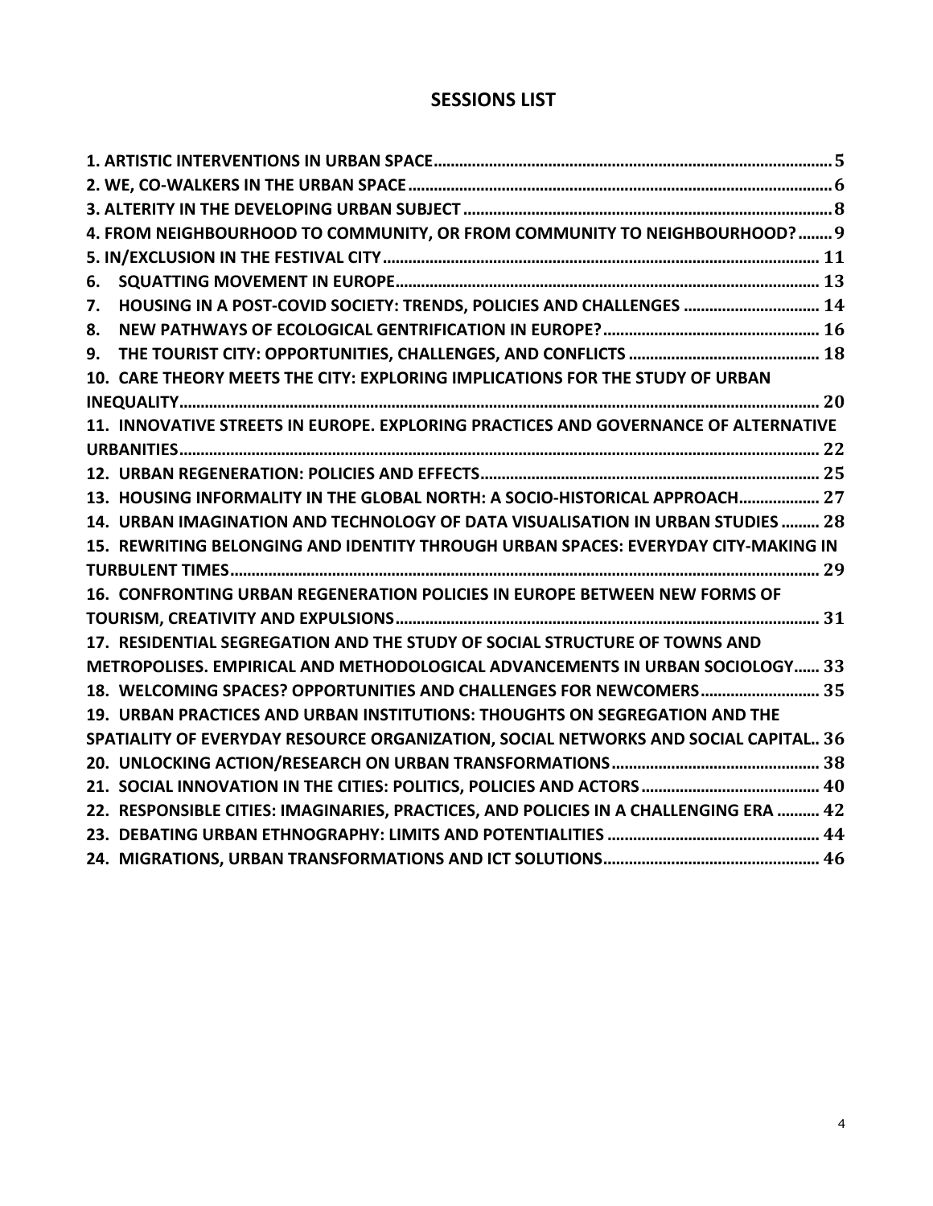# SESSIONS LIST

1. ARTISTIC INTERVENTIONS IN URBAN SPACE ..... 5
2. WE, CO-WALKERS IN THE URBAN SPACE ..... 6
3. ALTERITY IN THE DEVELOPING URBAN SUBJECT ..... 8
4. FROM NEIGHBOURHOOD TO COMMUNITY, OR FROM COMMUNITY TO NEIGHBOURHOOD? ..... 9
5. IN/EXCLUSION IN THE FESTIVAL CITY ..... 11
6. SQUATTING MOVEMENT IN EUROPE ..... 13
7. HOUSING IN A POST-COVID SOCIETY: TRENDS, POLICIES AND CHALLENGES ..... 14
8. NEW PATHWAYS OF ECOLOGICAL GENTRIFICATION IN EUROPE? ..... 16
9. THE TOURIST CITY: OPPORTUNITIES, CHALLENGES, AND CONFLICTS ..... 18
10. CARE THEORY MEETS THE CITY: EXPLORING IMPLICATIONS FOR THE STUDY OF URBAN INEQUALITY ..... 20
11. INNOVATIVE STREETS IN EUROPE. EXPLORING PRACTICES AND GOVERNANCE OF ALTERNATIVE URBANITIES ..... 22
12. URBAN REGENERATION: POLICIES AND EFFECTS ..... 25
13. HOUSING INFORMALITY IN THE GLOBAL NORTH: A SOCIO-HISTORICAL APPROACH ..... 27
14. URBAN IMAGINATION AND TECHNOLOGY OF DATA VISUALISATION IN URBAN STUDIES ..... 28
15. REWRITING BELONGING AND IDENTITY THROUGH URBAN SPACES: EVERYDAY CITY-MAKING IN TURBULENT TIMES ..... 29
16. CONFRONTING URBAN REGENERATION POLICIES IN EUROPE BETWEEN NEW FORMS OF TOURISM, CREATIVITY AND EXPULSIONS ..... 31
17. RESIDENTIAL SEGREGATION AND THE STUDY OF SOCIAL STRUCTURE OF TOWNS AND METROPOLISES. EMPIRICAL AND METHODOLOGICAL ADVANCEMENTS IN URBAN SOCIOLOGY ..... 33
18. WELCOMING SPACES? OPPORTUNITIES AND CHALLENGES FOR NEWCOMERS ..... 35
19. URBAN PRACTICES AND URBAN INSTITUTIONS: THOUGHTS ON SEGREGATION AND THE SPATIALITY OF EVERYDAY RESOURCE ORGANIZATION, SOCIAL NETWORKS AND SOCIAL CAPITAL ..... 36
20. UNLOCKING ACTION/RESEARCH ON URBAN TRANSFORMATIONS ..... 38
21. SOCIAL INNOVATION IN THE CITIES: POLITICS, POLICIES AND ACTORS ..... 40
22. RESPONSIBLE CITIES: IMAGINARIES, PRACTICES, AND POLICIES IN A CHALLENGING ERA ..... 42
23. DEBATING URBAN ETHNOGRAPHY: LIMITS AND POTENTIALITIES ..... 44
24. MIGRATIONS, URBAN TRANSFORMATIONS AND ICT SOLUTIONS ..... 46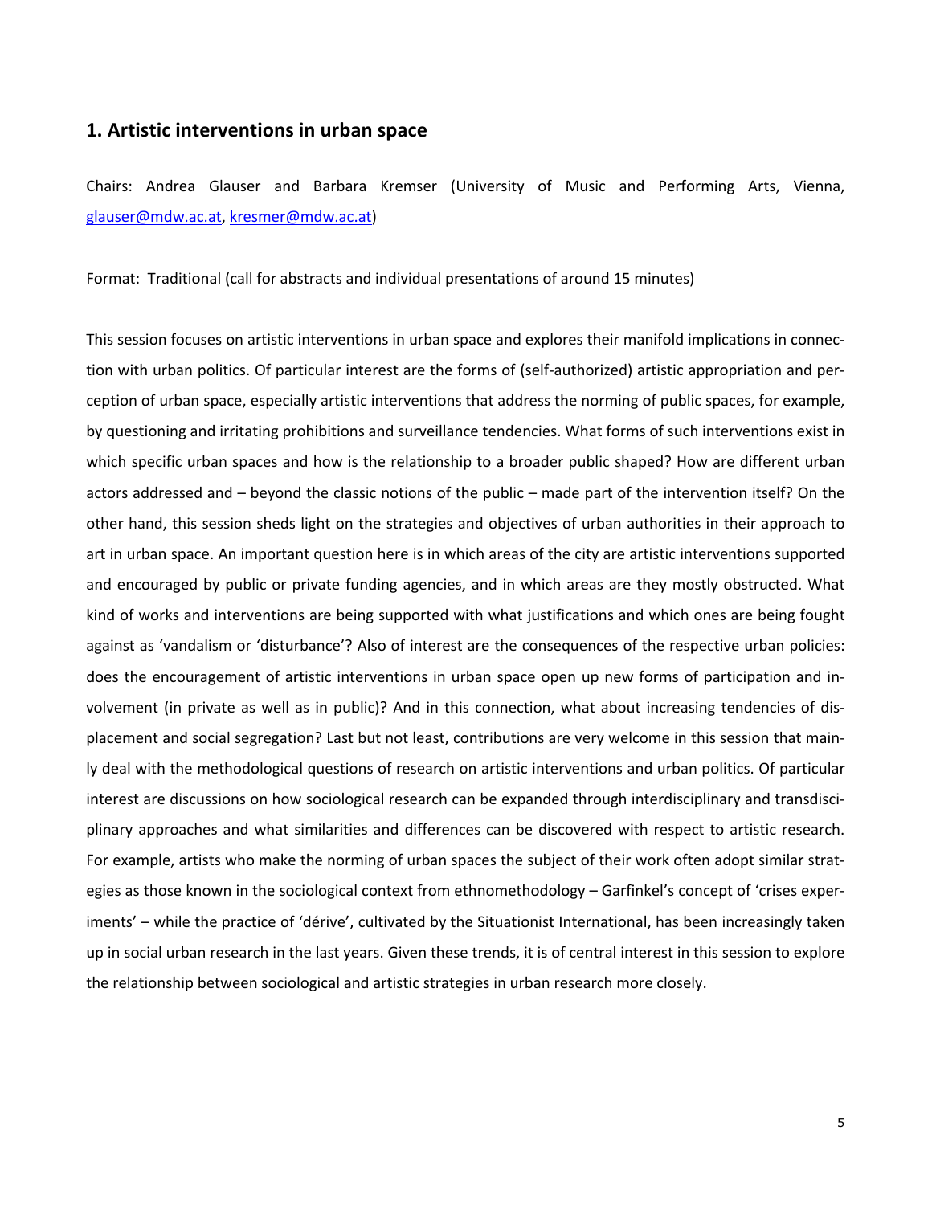## 1. Artistic interventions in urban space

Chairs: Andrea Glauser and Barbara Kremser (University of Music and Performing Arts, Vienna, glauser@mdw.ac.at, kresmer@mdw.ac.at)

Format: Traditional (call for abstracts and individual presentations of around 15 minutes)

This session focuses on artistic interventions in urban space and explores their manifold implications in connection with urban politics. Of particular interest are the forms of (self-authorized) artistic appropriation and perception of urban space, especially artistic interventions that address the norming of public spaces, for example, by questioning and irritating prohibitions and surveillance tendencies. What forms of such interventions exist in which specific urban spaces and how is the relationship to a broader public shaped? How are different urban actors addressed and – beyond the classic notions of the public – made part of the intervention itself? On the other hand, this session sheds light on the strategies and objectives of urban authorities in their approach to art in urban space. An important question here is in which areas of the city are artistic interventions supported and encouraged by public or private funding agencies, and in which areas are they mostly obstructed. What kind of works and interventions are being supported with what justifications and which ones are being fought against as 'vandalism or 'disturbance'? Also of interest are the consequences of the respective urban policies: does the encouragement of artistic interventions in urban space open up new forms of participation and involvement (in private as well as in public)? And in this connection, what about increasing tendencies of displacement and social segregation? Last but not least, contributions are very welcome in this session that mainly deal with the methodological questions of research on artistic interventions and urban politics. Of particular interest are discussions on how sociological research can be expanded through interdisciplinary and transdisciplinary approaches and what similarities and differences can be discovered with respect to artistic research. For example, artists who make the norming of urban spaces the subject of their work often adopt similar strategies as those known in the sociological context from ethnomethodology – Garfinkel's concept of 'crises experiments' – while the practice of 'dérive', cultivated by the Situationist International, has been increasingly taken up in social urban research in the last years. Given these trends, it is of central interest in this session to explore the relationship between sociological and artistic strategies in urban research more closely.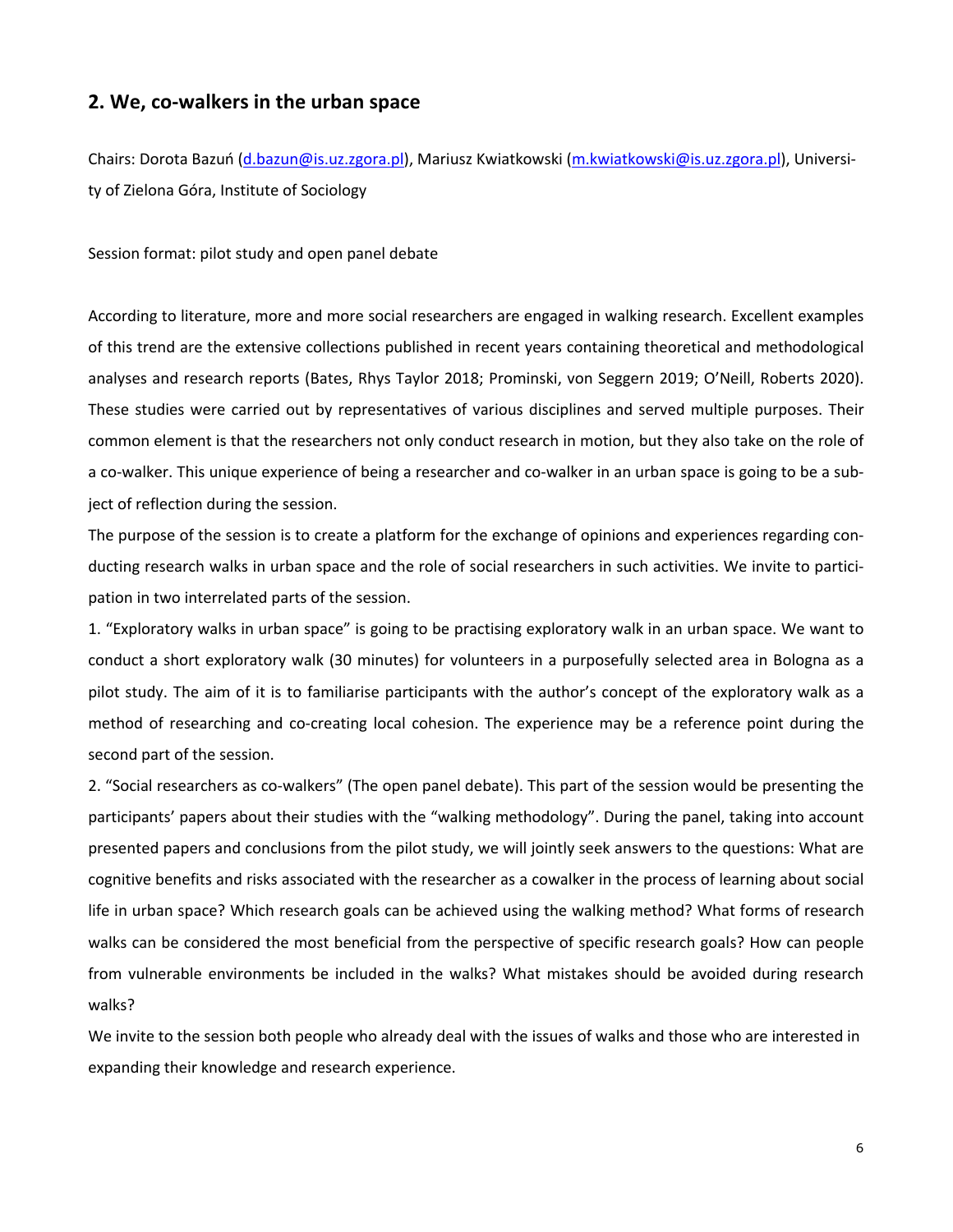## 2. We, co-walkers in the urban space

Chairs: Dorota Bazuń (d.bazun@is.uz.zgora.pl), Mariusz Kwiatkowski (m.kwiatkowski@is.uz.zgora.pl), University of Zielona Góra, Institute of Sociology

Session format: pilot study and open panel debate

According to literature, more and more social researchers are engaged in walking research. Excellent examples of this trend are the extensive collections published in recent years containing theoretical and methodological analyses and research reports (Bates, Rhys Taylor 2018; Prominski, von Seggern 2019; O'Neill, Roberts 2020). These studies were carried out by representatives of various disciplines and served multiple purposes. Their common element is that the researchers not only conduct research in motion, but they also take on the role of a co-walker. This unique experience of being a researcher and co-walker in an urban space is going to be a subject of reflection during the session.

The purpose of the session is to create a platform for the exchange of opinions and experiences regarding conducting research walks in urban space and the role of social researchers in such activities. We invite to participation in two interrelated parts of the session.

1. "Exploratory walks in urban space" is going to be practising exploratory walk in an urban space. We want to conduct a short exploratory walk (30 minutes) for volunteers in a purposefully selected area in Bologna as a pilot study. The aim of it is to familiarise participants with the author's concept of the exploratory walk as a method of researching and co-creating local cohesion. The experience may be a reference point during the second part of the session.

2. "Social researchers as co-walkers" (The open panel debate). This part of the session would be presenting the participants' papers about their studies with the "walking methodology". During the panel, taking into account presented papers and conclusions from the pilot study, we will jointly seek answers to the questions: What are cognitive benefits and risks associated with the researcher as a cowalker in the process of learning about social life in urban space? Which research goals can be achieved using the walking method? What forms of research walks can be considered the most beneficial from the perspective of specific research goals? How can people from vulnerable environments be included in the walks? What mistakes should be avoided during research walks?

We invite to the session both people who already deal with the issues of walks and those who are interested in expanding their knowledge and research experience.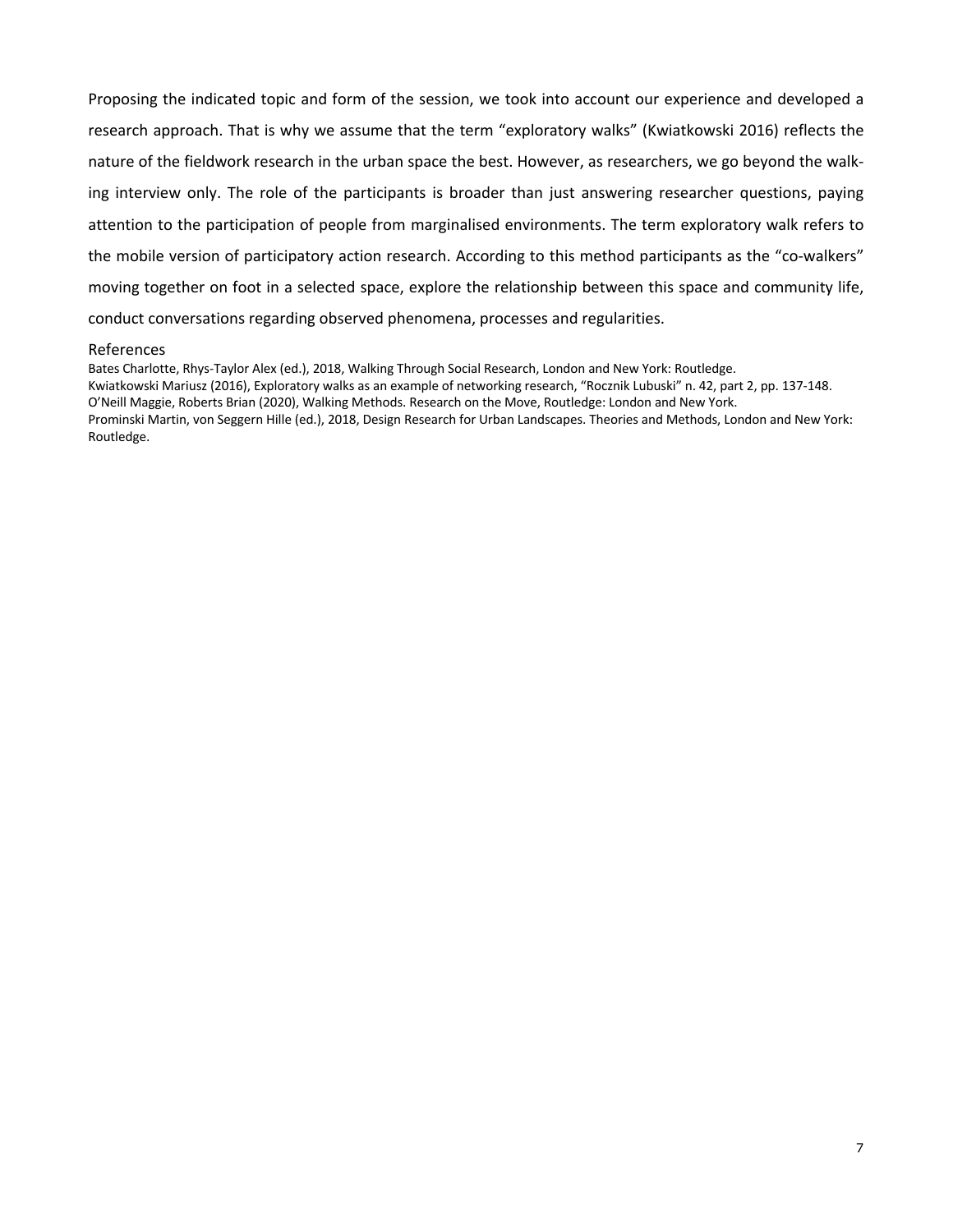Proposing the indicated topic and form of the session, we took into account our experience and developed a research approach. That is why we assume that the term "exploratory walks" (Kwiatkowski 2016) reflects the nature of the fieldwork research in the urban space the best. However, as researchers, we go beyond the walking interview only. The role of the participants is broader than just answering researcher questions, paying attention to the participation of people from marginalised environments. The term exploratory walk refers to the mobile version of participatory action research. According to this method participants as the "co-walkers" moving together on foot in a selected space, explore the relationship between this space and community life, conduct conversations regarding observed phenomena, processes and regularities.

## References

Bates Charlotte, Rhys-Taylor Alex (ed.), 2018, Walking Through Social Research, London and New York: Routledge.

Kwiatkowski Mariusz (2016), Exploratory walks as an example of networking research, "Rocznik Lubuski" n. 42, part 2, pp. 137-148.

O'Neill Maggie, Roberts Brian (2020), Walking Methods. Research on the Move, Routledge: London and New York.

Prominski Martin, von Seggern Hille (ed.), 2018, Design Research for Urban Landscapes. Theories and Methods, London and New York: Routledge.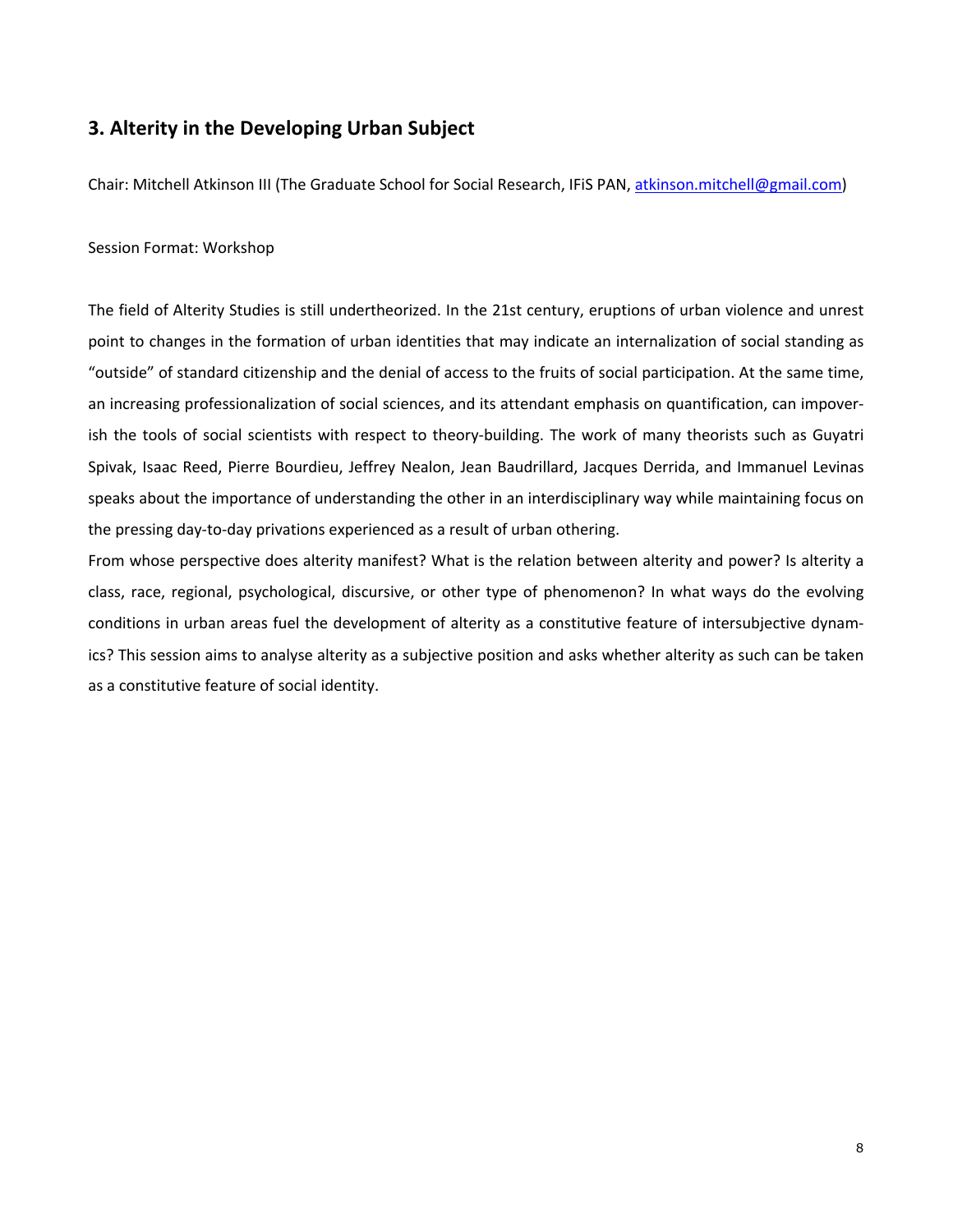## 3. Alterity in the Developing Urban Subject

Chair: Mitchell Atkinson III (The Graduate School for Social Research, IFiS PAN, atkinson.mitchell@gmail.com)

Session Format: Workshop

The field of Alterity Studies is still undertheorized. In the 21st century, eruptions of urban violence and unrest point to changes in the formation of urban identities that may indicate an internalization of social standing as "outside" of standard citizenship and the denial of access to the fruits of social participation. At the same time, an increasing professionalization of social sciences, and its attendant emphasis on quantification, can impoverish the tools of social scientists with respect to theory-building. The work of many theorists such as Guyatri Spivak, Isaac Reed, Pierre Bourdieu, Jeffrey Nealon, Jean Baudrillard, Jacques Derrida, and Immanuel Levinas speaks about the importance of understanding the other in an interdisciplinary way while maintaining focus on the pressing day-to-day privations experienced as a result of urban othering.

From whose perspective does alterity manifest? What is the relation between alterity and power? Is alterity a class, race, regional, psychological, discursive, or other type of phenomenon? In what ways do the evolving conditions in urban areas fuel the development of alterity as a constitutive feature of intersubjective dynamics? This session aims to analyse alterity as a subjective position and asks whether alterity as such can be taken as a constitutive feature of social identity.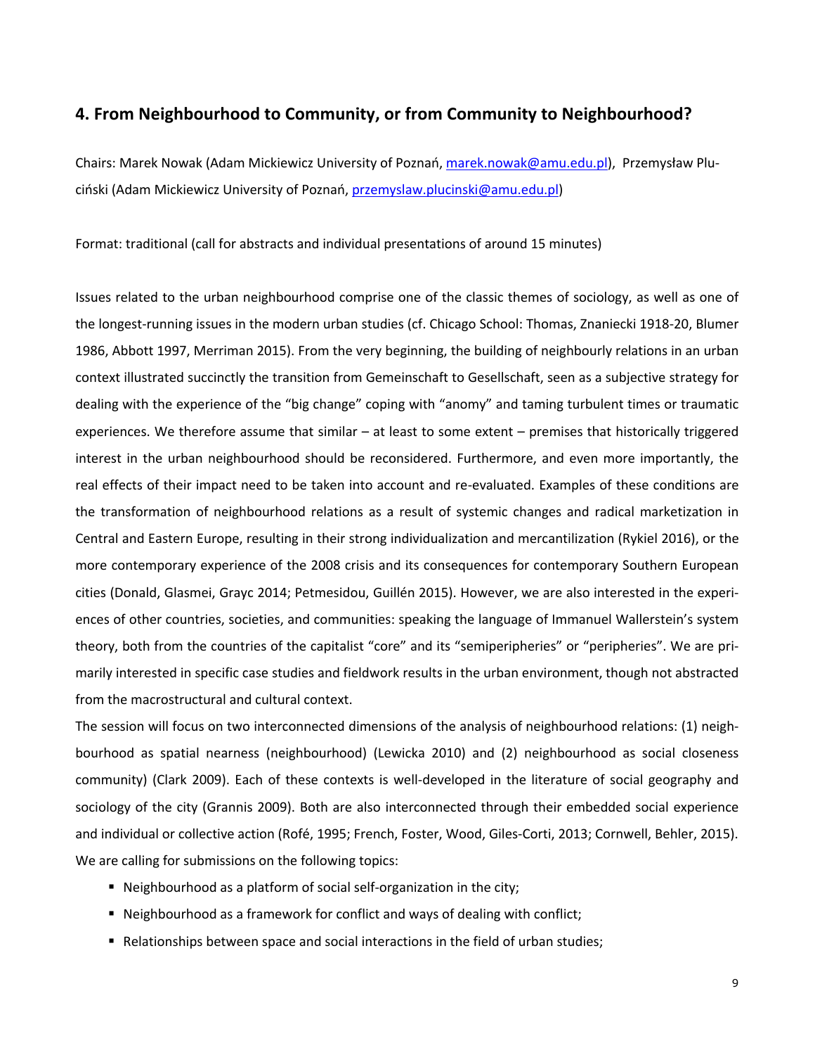## 4. From Neighbourhood to Community, or from Community to Neighbourhood?

Chairs: Marek Nowak (Adam Mickiewicz University of Poznań, marek.nowak@amu.edu.pl), Przemysław Pluciński (Adam Mickiewicz University of Poznań, przemyslaw.plucinski@amu.edu.pl)

Format: traditional (call for abstracts and individual presentations of around 15 minutes)

Issues related to the urban neighbourhood comprise one of the classic themes of sociology, as well as one of the longest-running issues in the modern urban studies (cf. Chicago School: Thomas, Znaniecki 1918-20, Blumer 1986, Abbott 1997, Merriman 2015). From the very beginning, the building of neighbourly relations in an urban context illustrated succinctly the transition from Gemeinschaft to Gesellschaft, seen as a subjective strategy for dealing with the experience of the "big change" coping with "anomy" and taming turbulent times or traumatic experiences. We therefore assume that similar – at least to some extent – premises that historically triggered interest in the urban neighbourhood should be reconsidered. Furthermore, and even more importantly, the real effects of their impact need to be taken into account and re-evaluated. Examples of these conditions are the transformation of neighbourhood relations as a result of systemic changes and radical marketization in Central and Eastern Europe, resulting in their strong individualization and mercantilization (Rykiel 2016), or the more contemporary experience of the 2008 crisis and its consequences for contemporary Southern European cities (Donald, Glasmei, Grayc 2014; Petmesidou, Guillén 2015). However, we are also interested in the experiences of other countries, societies, and communities: speaking the language of Immanuel Wallerstein's system theory, both from the countries of the capitalist "core" and its "semiperipheries" or "peripheries". We are primarily interested in specific case studies and fieldwork results in the urban environment, though not abstracted from the macrostructural and cultural context.

The session will focus on two interconnected dimensions of the analysis of neighbourhood relations: (1) neighbourhood as spatial nearness (neighbourhood) (Lewicka 2010) and (2) neighbourhood as social closeness community) (Clark 2009). Each of these contexts is well-developed in the literature of social geography and sociology of the city (Grannis 2009). Both are also interconnected through their embedded social experience and individual or collective action (Rofé, 1995; French, Foster, Wood, Giles-Corti, 2013; Cornwell, Behler, 2015). We are calling for submissions on the following topics:

- Neighbourhood as a platform of social self-organization in the city;
- Neighbourhood as a framework for conflict and ways of dealing with conflict;
- Relationships between space and social interactions in the field of urban studies;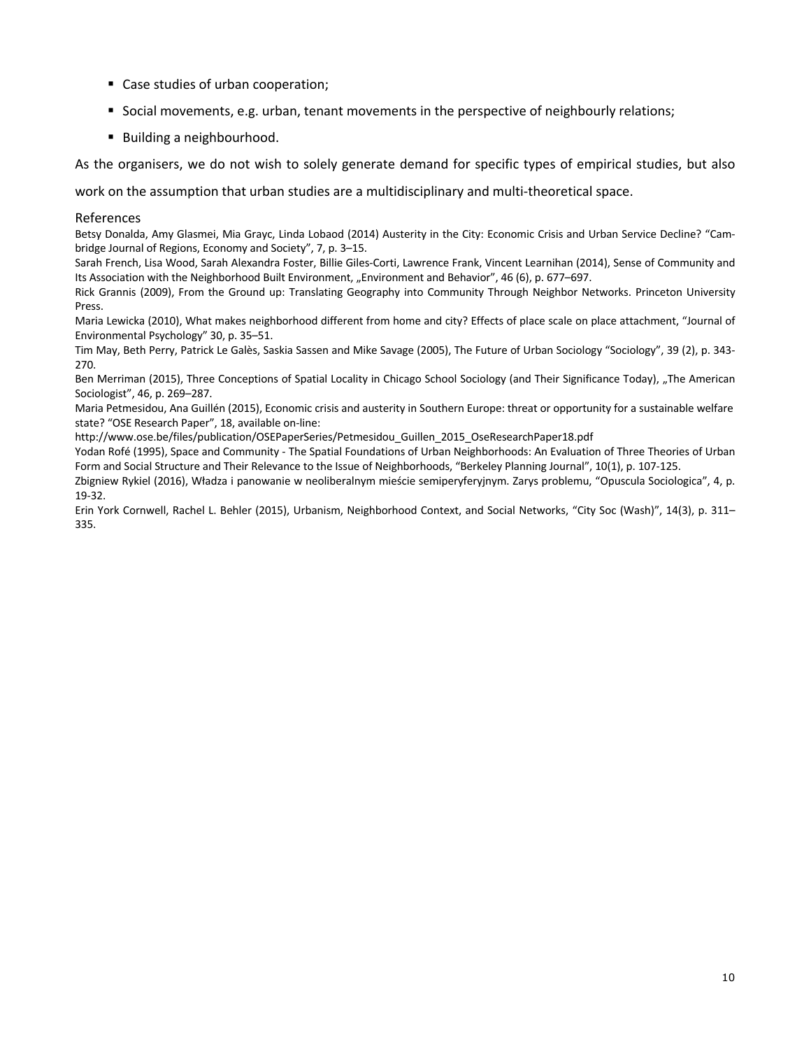- Case studies of urban cooperation;
- Social movements, e.g. urban, tenant movements in the perspective of neighbourly relations;
- Building a neighbourhood.

As the organisers, we do not wish to solely generate demand for specific types of empirical studies, but also work on the assumption that urban studies are a multidisciplinary and multi-theoretical space.

## References

Betsy Donalda, Amy Glasmei, Mia Grayc, Linda Lobaod (2014) Austerity in the City: Economic Crisis and Urban Service Decline? "Cambridge Journal of Regions, Economy and Society", 7, p. 3–15.

Sarah French, Lisa Wood, Sarah Alexandra Foster, Billie Giles-Corti, Lawrence Frank, Vincent Learnihan (2014), Sense of Community and Its Association with the Neighborhood Built Environment, „Environment and Behavior", 46 (6), p. 677–697.

Rick Grannis (2009), From the Ground up: Translating Geography into Community Through Neighbor Networks. Princeton University Press.

Maria Lewicka (2010), What makes neighborhood different from home and city? Effects of place scale on place attachment, "Journal of Environmental Psychology" 30, p. 35–51.

Tim May, Beth Perry, Patrick Le Galès, Saskia Sassen and Mike Savage (2005), The Future of Urban Sociology "Sociology", 39 (2), p. 343-270.

Ben Merriman (2015), Three Conceptions of Spatial Locality in Chicago School Sociology (and Their Significance Today), „The American Sociologist", 46, p. 269–287.

Maria Petmesidou, Ana Guillén (2015), Economic crisis and austerity in Southern Europe: threat or opportunity for a sustainable welfare state? "OSE Research Paper", 18, available on-line:

http://www.ose.be/files/publication/OSEPaperSeries/Petmesidou_Guillen_2015_OseResearchPaper18.pdf

Yodan Rofé (1995), Space and Community - The Spatial Foundations of Urban Neighborhoods: An Evaluation of Three Theories of Urban Form and Social Structure and Their Relevance to the Issue of Neighborhoods, "Berkeley Planning Journal", 10(1), p. 107-125.

Zbigniew Rykiel (2016), Władza i panowanie w neoliberalnym mieście semiperyferyjnym. Zarys problemu, "Opuscula Sociologica", 4, p. 19-32.

Erin York Cornwell, Rachel L. Behler (2015), Urbanism, Neighborhood Context, and Social Networks, "City Soc (Wash)", 14(3), p. 311–335.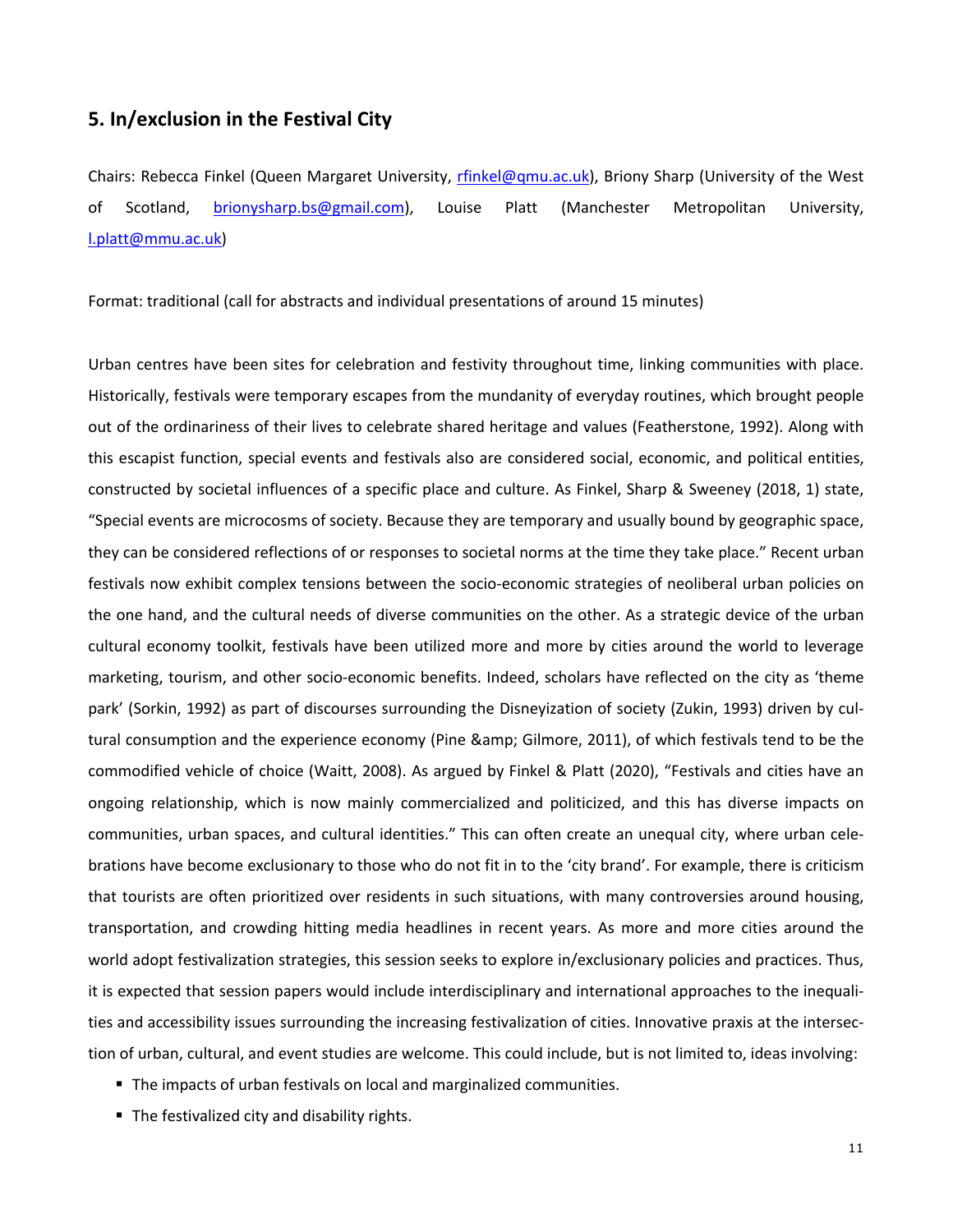## 5. In/exclusion in the Festival City

Chairs: Rebecca Finkel (Queen Margaret University, rfinkel@qmu.ac.uk), Briony Sharp (University of the West of Scotland, brionysharp.bs@gmail.com), Louise Platt (Manchester Metropolitan University, l.platt@mmu.ac.uk)

Format: traditional (call for abstracts and individual presentations of around 15 minutes)

Urban centres have been sites for celebration and festivity throughout time, linking communities with place. Historically, festivals were temporary escapes from the mundanity of everyday routines, which brought people out of the ordinariness of their lives to celebrate shared heritage and values (Featherstone, 1992). Along with this escapist function, special events and festivals also are considered social, economic, and political entities, constructed by societal influences of a specific place and culture. As Finkel, Sharp & Sweeney (2018, 1) state, "Special events are microcosms of society. Because they are temporary and usually bound by geographic space, they can be considered reflections of or responses to societal norms at the time they take place." Recent urban festivals now exhibit complex tensions between the socio-economic strategies of neoliberal urban policies on the one hand, and the cultural needs of diverse communities on the other. As a strategic device of the urban cultural economy toolkit, festivals have been utilized more and more by cities around the world to leverage marketing, tourism, and other socio-economic benefits. Indeed, scholars have reflected on the city as 'theme park' (Sorkin, 1992) as part of discourses surrounding the Disneyization of society (Zukin, 1993) driven by cultural consumption and the experience economy (Pine &amp; Gilmore, 2011), of which festivals tend to be the commodified vehicle of choice (Waitt, 2008). As argued by Finkel & Platt (2020), "Festivals and cities have an ongoing relationship, which is now mainly commercialized and politicized, and this has diverse impacts on communities, urban spaces, and cultural identities." This can often create an unequal city, where urban celebrations have become exclusionary to those who do not fit in to the 'city brand'. For example, there is criticism that tourists are often prioritized over residents in such situations, with many controversies around housing, transportation, and crowding hitting media headlines in recent years. As more and more cities around the world adopt festivalization strategies, this session seeks to explore in/exclusionary policies and practices. Thus, it is expected that session papers would include interdisciplinary and international approaches to the inequalities and accessibility issues surrounding the increasing festivalization of cities. Innovative praxis at the intersection of urban, cultural, and event studies are welcome. This could include, but is not limited to, ideas involving:

- The impacts of urban festivals on local and marginalized communities.
- The festivalized city and disability rights.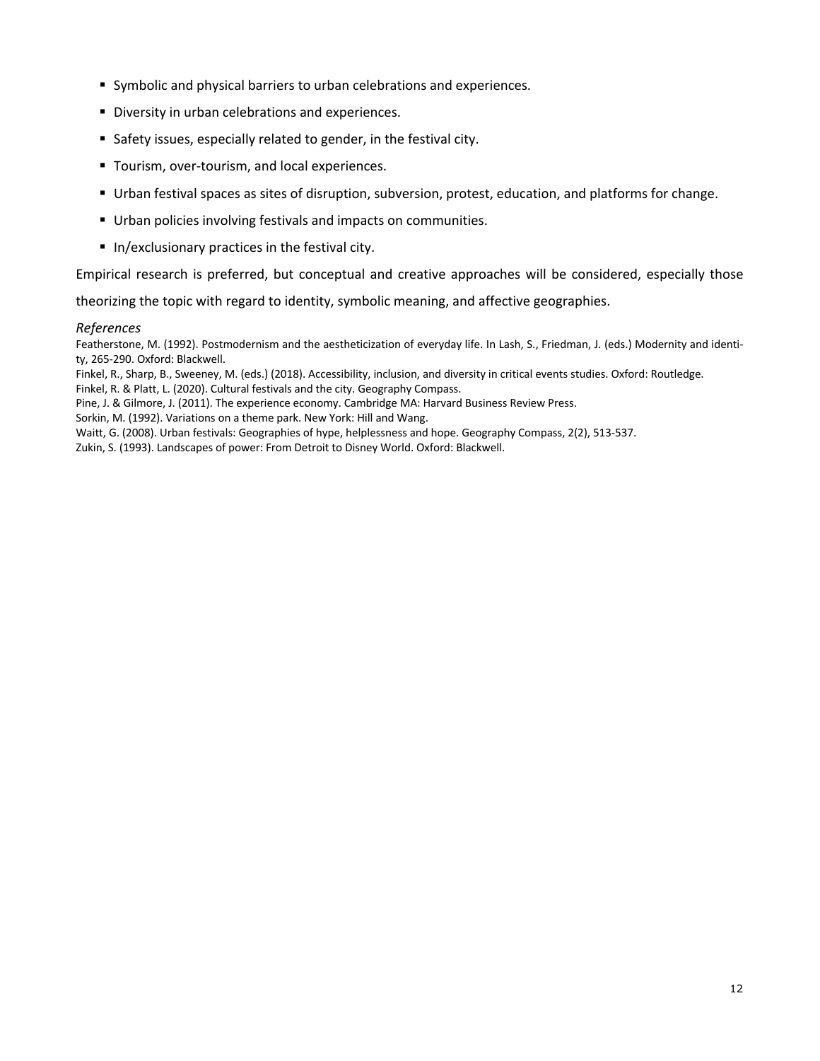- Symbolic and physical barriers to urban celebrations and experiences.
- Diversity in urban celebrations and experiences.
- Safety issues, especially related to gender, in the festival city.
- Tourism, over-tourism, and local experiences.
- Urban festival spaces as sites of disruption, subversion, protest, education, and platforms for change.
- Urban policies involving festivals and impacts on communities.
- In/exclusionary practices in the festival city.

Empirical research is preferred, but conceptual and creative approaches will be considered, especially those theorizing the topic with regard to identity, symbolic meaning, and affective geographies.

*References*

Featherstone, M. (1992). Postmodernism and the aestheticization of everyday life. In Lash, S., Friedman, J. (eds.) Modernity and identity, 265-290. Oxford: Blackwell.

Finkel, R., Sharp, B., Sweeney, M. (eds.) (2018). Accessibility, inclusion, and diversity in critical events studies. Oxford: Routledge.

Finkel, R. & Platt, L. (2020). Cultural festivals and the city. Geography Compass.

Pine, J. & Gilmore, J. (2011). The experience economy. Cambridge MA: Harvard Business Review Press.

Sorkin, M. (1992). Variations on a theme park. New York: Hill and Wang.

Waitt, G. (2008). Urban festivals: Geographies of hype, helplessness and hope. Geography Compass, 2(2), 513-537.

Zukin, S. (1993). Landscapes of power: From Detroit to Disney World. Oxford: Blackwell.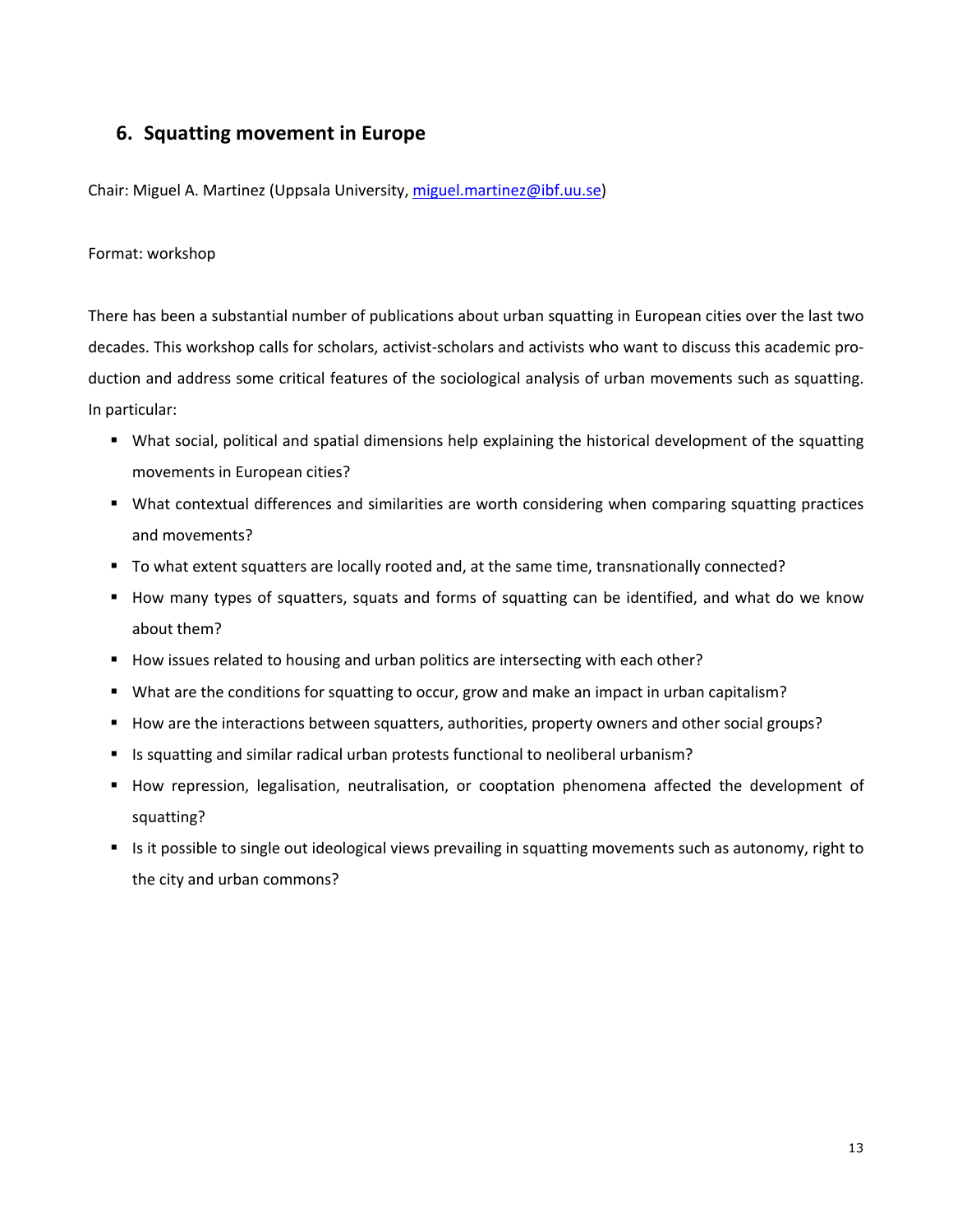## 6. Squatting movement in Europe

Chair: Miguel A. Martinez (Uppsala University, miguel.martinez@ibf.uu.se)

Format: workshop

There has been a substantial number of publications about urban squatting in European cities over the last two decades. This workshop calls for scholars, activist-scholars and activists who want to discuss this academic production and address some critical features of the sociological analysis of urban movements such as squatting. In particular:

- What social, political and spatial dimensions help explaining the historical development of the squatting movements in European cities?
- What contextual differences and similarities are worth considering when comparing squatting practices and movements?
- To what extent squatters are locally rooted and, at the same time, transnationally connected?
- How many types of squatters, squats and forms of squatting can be identified, and what do we know about them?
- How issues related to housing and urban politics are intersecting with each other?
- What are the conditions for squatting to occur, grow and make an impact in urban capitalism?
- How are the interactions between squatters, authorities, property owners and other social groups?
- Is squatting and similar radical urban protests functional to neoliberal urbanism?
- How repression, legalisation, neutralisation, or cooptation phenomena affected the development of squatting?
- Is it possible to single out ideological views prevailing in squatting movements such as autonomy, right to the city and urban commons?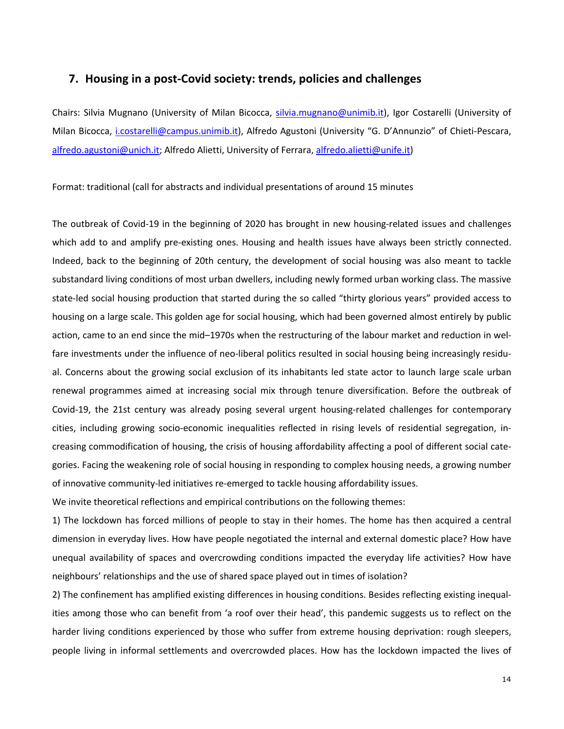## 7. Housing in a post-Covid society: trends, policies and challenges

Chairs: Silvia Mugnano (University of Milan Bicocca, silvia.mugnano@unimib.it), Igor Costarelli (University of Milan Bicocca, i.costarelli@campus.unimib.it), Alfredo Agustoni (University "G. D'Annunzio" of Chieti-Pescara, alfredo.agustoni@unich.it; Alfredo Alietti, University of Ferrara, alfredo.alietti@unife.it)

Format: traditional (call for abstracts and individual presentations of around 15 minutes

The outbreak of Covid-19 in the beginning of 2020 has brought in new housing-related issues and challenges which add to and amplify pre-existing ones. Housing and health issues have always been strictly connected. Indeed, back to the beginning of 20th century, the development of social housing was also meant to tackle substandard living conditions of most urban dwellers, including newly formed urban working class. The massive state-led social housing production that started during the so called "thirty glorious years" provided access to housing on a large scale. This golden age for social housing, which had been governed almost entirely by public action, came to an end since the mid–1970s when the restructuring of the labour market and reduction in welfare investments under the influence of neo-liberal politics resulted in social housing being increasingly residual. Concerns about the growing social exclusion of its inhabitants led state actor to launch large scale urban renewal programmes aimed at increasing social mix through tenure diversification. Before the outbreak of Covid-19, the 21st century was already posing several urgent housing-related challenges for contemporary cities, including growing socio-economic inequalities reflected in rising levels of residential segregation, increasing commodification of housing, the crisis of housing affordability affecting a pool of different social categories. Facing the weakening role of social housing in responding to complex housing needs, a growing number of innovative community-led initiatives re-emerged to tackle housing affordability issues.

We invite theoretical reflections and empirical contributions on the following themes:

1) The lockdown has forced millions of people to stay in their homes. The home has then acquired a central dimension in everyday lives. How have people negotiated the internal and external domestic place? How have unequal availability of spaces and overcrowding conditions impacted the everyday life activities? How have neighbours' relationships and the use of shared space played out in times of isolation?

2) The confinement has amplified existing differences in housing conditions. Besides reflecting existing inequalities among those who can benefit from 'a roof over their head', this pandemic suggests us to reflect on the harder living conditions experienced by those who suffer from extreme housing deprivation: rough sleepers, people living in informal settlements and overcrowded places. How has the lockdown impacted the lives of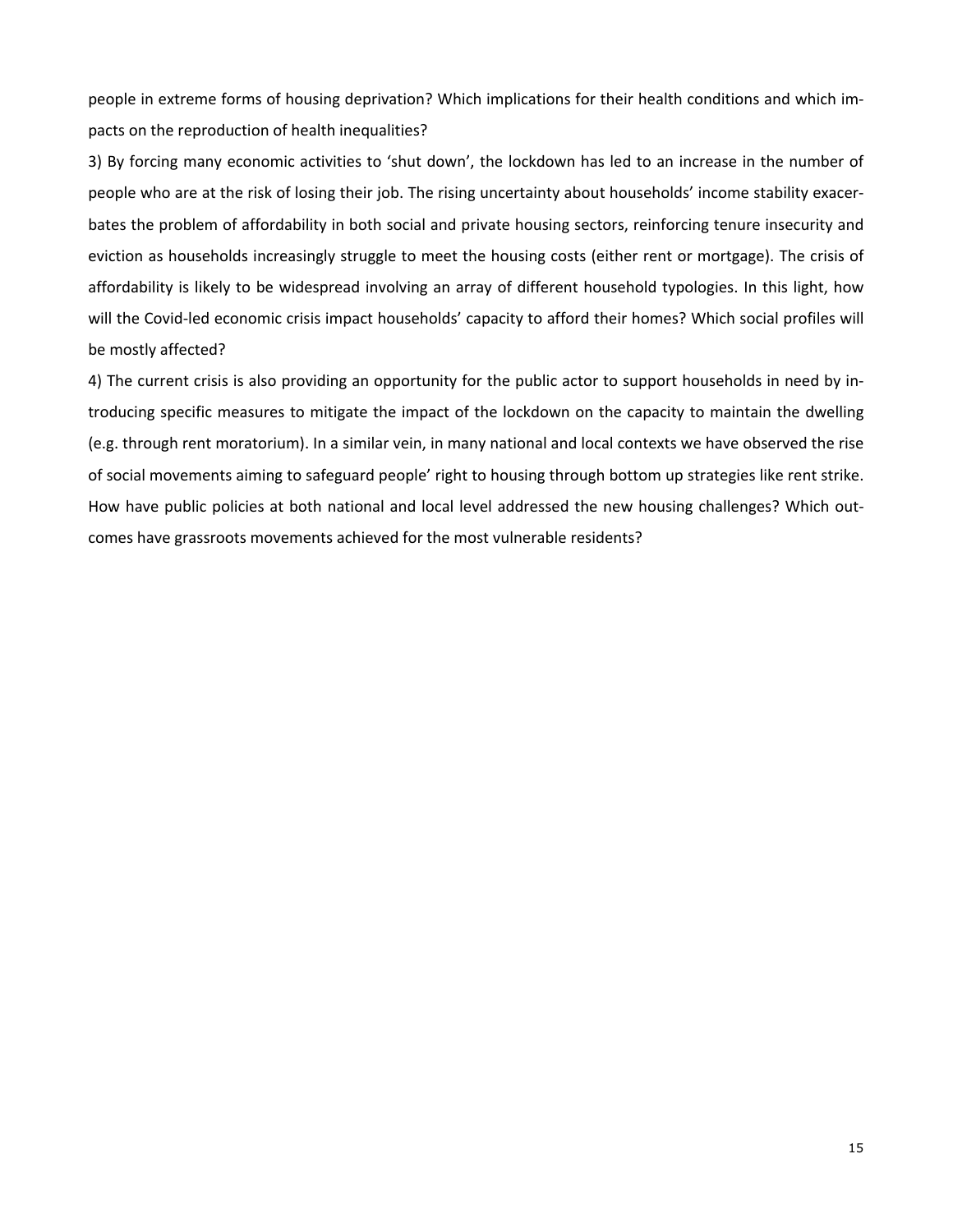people in extreme forms of housing deprivation? Which implications for their health conditions and which impacts on the reproduction of health inequalities?

3) By forcing many economic activities to 'shut down', the lockdown has led to an increase in the number of people who are at the risk of losing their job. The rising uncertainty about households' income stability exacerbates the problem of affordability in both social and private housing sectors, reinforcing tenure insecurity and eviction as households increasingly struggle to meet the housing costs (either rent or mortgage). The crisis of affordability is likely to be widespread involving an array of different household typologies. In this light, how will the Covid-led economic crisis impact households' capacity to afford their homes? Which social profiles will be mostly affected?

4) The current crisis is also providing an opportunity for the public actor to support households in need by introducing specific measures to mitigate the impact of the lockdown on the capacity to maintain the dwelling (e.g. through rent moratorium). In a similar vein, in many national and local contexts we have observed the rise of social movements aiming to safeguard people' right to housing through bottom up strategies like rent strike. How have public policies at both national and local level addressed the new housing challenges? Which outcomes have grassroots movements achieved for the most vulnerable residents?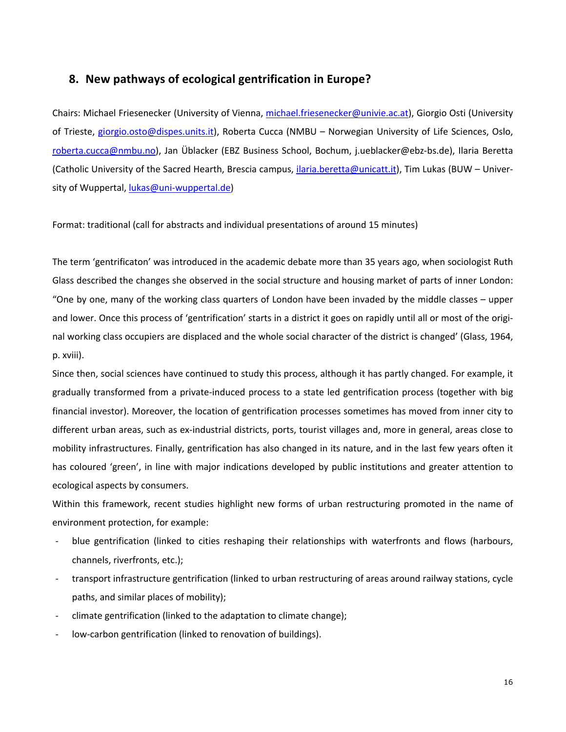## 8. New pathways of ecological gentrification in Europe?

Chairs: Michael Friesenecker (University of Vienna, michael.friesenecker@univie.ac.at), Giorgio Osti (University of Trieste, giorgio.osto@dispes.units.it), Roberta Cucca (NMBU – Norwegian University of Life Sciences, Oslo, roberta.cucca@nmbu.no), Jan Üblacker (EBZ Business School, Bochum, j.ueblacker@ebz-bs.de), Ilaria Beretta (Catholic University of the Sacred Hearth, Brescia campus, ilaria.beretta@unicatt.it), Tim Lukas (BUW – University of Wuppertal, lukas@uni-wuppertal.de)

Format: traditional (call for abstracts and individual presentations of around 15 minutes)

The term 'gentrificaton' was introduced in the academic debate more than 35 years ago, when sociologist Ruth Glass described the changes she observed in the social structure and housing market of parts of inner London: "One by one, many of the working class quarters of London have been invaded by the middle classes – upper and lower. Once this process of 'gentrification' starts in a district it goes on rapidly until all or most of the original working class occupiers are displaced and the whole social character of the district is changed' (Glass, 1964, p. xviii).

Since then, social sciences have continued to study this process, although it has partly changed. For example, it gradually transformed from a private-induced process to a state led gentrification process (together with big financial investor). Moreover, the location of gentrification processes sometimes has moved from inner city to different urban areas, such as ex-industrial districts, ports, tourist villages and, more in general, areas close to mobility infrastructures. Finally, gentrification has also changed in its nature, and in the last few years often it has coloured 'green', in line with major indications developed by public institutions and greater attention to ecological aspects by consumers.

Within this framework, recent studies highlight new forms of urban restructuring promoted in the name of environment protection, for example:

- blue gentrification (linked to cities reshaping their relationships with waterfronts and flows (harbours, channels, riverfronts, etc.);
- transport infrastructure gentrification (linked to urban restructuring of areas around railway stations, cycle paths, and similar places of mobility);
- climate gentrification (linked to the adaptation to climate change);
- low-carbon gentrification (linked to renovation of buildings).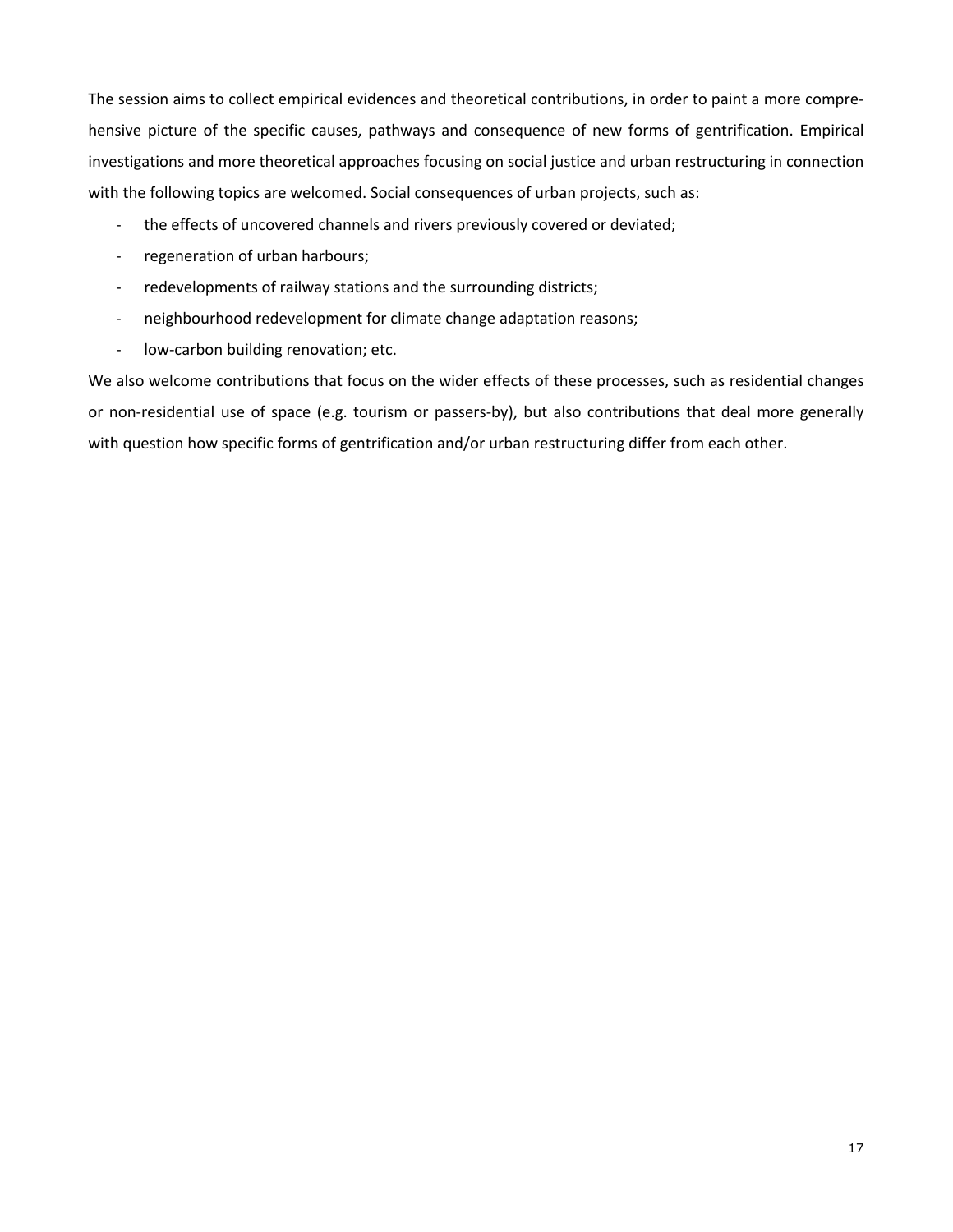The session aims to collect empirical evidences and theoretical contributions, in order to paint a more comprehensive picture of the specific causes, pathways and consequence of new forms of gentrification. Empirical investigations and more theoretical approaches focusing on social justice and urban restructuring in connection with the following topics are welcomed. Social consequences of urban projects, such as:

- the effects of uncovered channels and rivers previously covered or deviated;
- regeneration of urban harbours;
- redevelopments of railway stations and the surrounding districts;
- neighbourhood redevelopment for climate change adaptation reasons;
- low-carbon building renovation; etc.

We also welcome contributions that focus on the wider effects of these processes, such as residential changes or non-residential use of space (e.g. tourism or passers-by), but also contributions that deal more generally with question how specific forms of gentrification and/or urban restructuring differ from each other.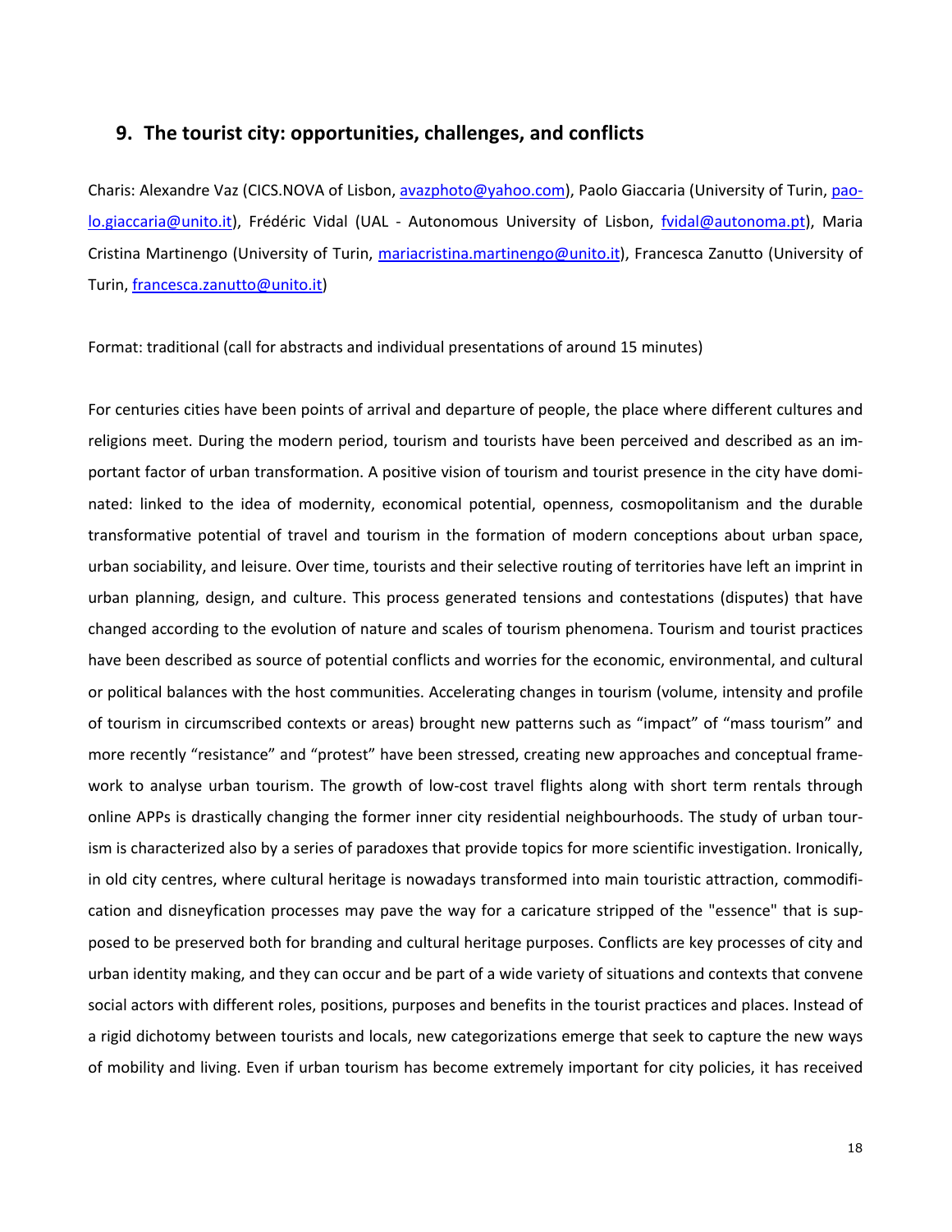## 9. The tourist city: opportunities, challenges, and conflicts

Charis: Alexandre Vaz (CICS.NOVA of Lisbon, avazphoto@yahoo.com), Paolo Giaccaria (University of Turin, paolo.giaccaria@unito.it), Frédéric Vidal (UAL - Autonomous University of Lisbon, fvidal@autonoma.pt), Maria Cristina Martinengo (University of Turin, mariacristina.martinengo@unito.it), Francesca Zanutto (University of Turin, francesca.zanutto@unito.it)

Format: traditional (call for abstracts and individual presentations of around 15 minutes)

For centuries cities have been points of arrival and departure of people, the place where different cultures and religions meet. During the modern period, tourism and tourists have been perceived and described as an important factor of urban transformation. A positive vision of tourism and tourist presence in the city have dominated: linked to the idea of modernity, economical potential, openness, cosmopolitanism and the durable transformative potential of travel and tourism in the formation of modern conceptions about urban space, urban sociability, and leisure. Over time, tourists and their selective routing of territories have left an imprint in urban planning, design, and culture. This process generated tensions and contestations (disputes) that have changed according to the evolution of nature and scales of tourism phenomena. Tourism and tourist practices have been described as source of potential conflicts and worries for the economic, environmental, and cultural or political balances with the host communities. Accelerating changes in tourism (volume, intensity and profile of tourism in circumscribed contexts or areas) brought new patterns such as "impact" of "mass tourism" and more recently "resistance" and "protest" have been stressed, creating new approaches and conceptual framework to analyse urban tourism. The growth of low-cost travel flights along with short term rentals through online APPs is drastically changing the former inner city residential neighbourhoods. The study of urban tourism is characterized also by a series of paradoxes that provide topics for more scientific investigation. Ironically, in old city centres, where cultural heritage is nowadays transformed into main touristic attraction, commodification and disneyfication processes may pave the way for a caricature stripped of the "essence" that is supposed to be preserved both for branding and cultural heritage purposes. Conflicts are key processes of city and urban identity making, and they can occur and be part of a wide variety of situations and contexts that convene social actors with different roles, positions, purposes and benefits in the tourist practices and places. Instead of a rigid dichotomy between tourists and locals, new categorizations emerge that seek to capture the new ways of mobility and living. Even if urban tourism has become extremely important for city policies, it has received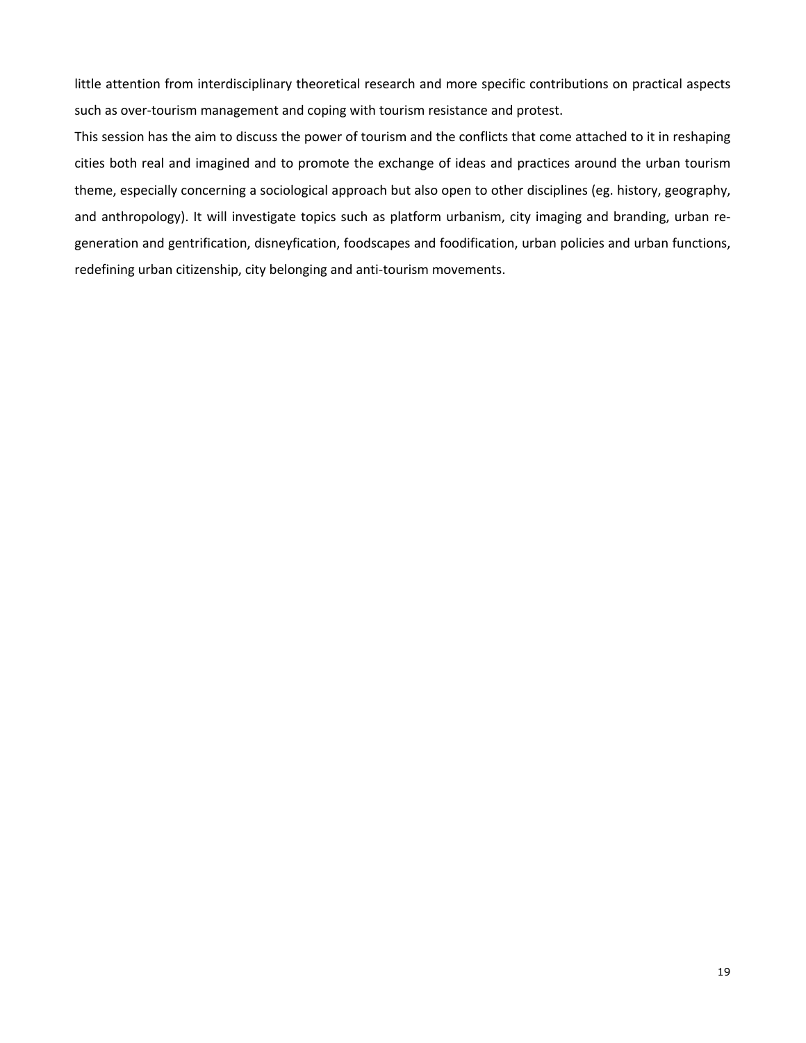little attention from interdisciplinary theoretical research and more specific contributions on practical aspects such as over-tourism management and coping with tourism resistance and protest.

This session has the aim to discuss the power of tourism and the conflicts that come attached to it in reshaping cities both real and imagined and to promote the exchange of ideas and practices around the urban tourism theme, especially concerning a sociological approach but also open to other disciplines (eg. history, geography, and anthropology). It will investigate topics such as platform urbanism, city imaging and branding, urban regeneration and gentrification, disneyfication, foodscapes and foodification, urban policies and urban functions, redefining urban citizenship, city belonging and anti-tourism movements.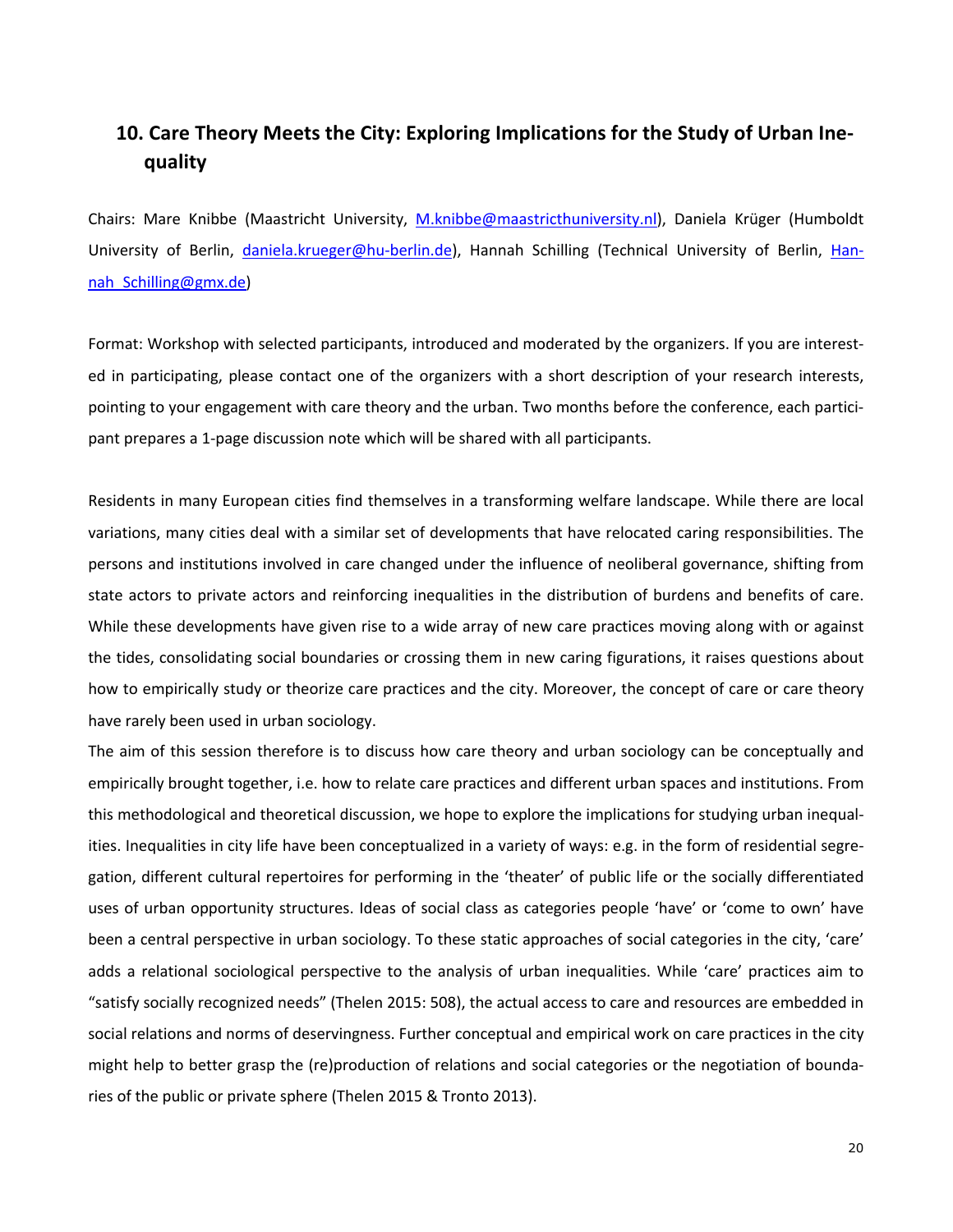## 10. Care Theory Meets the City: Exploring Implications for the Study of Urban Inequality

Chairs: Mare Knibbe (Maastricht University, M.knibbe@maastrichtuniversity.nl), Daniela Krüger (Humboldt University of Berlin, daniela.krueger@hu-berlin.de), Hannah Schilling (Technical University of Berlin, Hannah_Schilling@gmx.de)

Format: Workshop with selected participants, introduced and moderated by the organizers. If you are interested in participating, please contact one of the organizers with a short description of your research interests, pointing to your engagement with care theory and the urban. Two months before the conference, each participant prepares a 1-page discussion note which will be shared with all participants.

Residents in many European cities find themselves in a transforming welfare landscape. While there are local variations, many cities deal with a similar set of developments that have relocated caring responsibilities. The persons and institutions involved in care changed under the influence of neoliberal governance, shifting from state actors to private actors and reinforcing inequalities in the distribution of burdens and benefits of care. While these developments have given rise to a wide array of new care practices moving along with or against the tides, consolidating social boundaries or crossing them in new caring figurations, it raises questions about how to empirically study or theorize care practices and the city. Moreover, the concept of care or care theory have rarely been used in urban sociology.

The aim of this session therefore is to discuss how care theory and urban sociology can be conceptually and empirically brought together, i.e. how to relate care practices and different urban spaces and institutions. From this methodological and theoretical discussion, we hope to explore the implications for studying urban inequalities. Inequalities in city life have been conceptualized in a variety of ways: e.g. in the form of residential segregation, different cultural repertoires for performing in the 'theater' of public life or the socially differentiated uses of urban opportunity structures. Ideas of social class as categories people 'have' or 'come to own' have been a central perspective in urban sociology. To these static approaches of social categories in the city, 'care' adds a relational sociological perspective to the analysis of urban inequalities. While 'care' practices aim to "satisfy socially recognized needs" (Thelen 2015: 508), the actual access to care and resources are embedded in social relations and norms of deservingness. Further conceptual and empirical work on care practices in the city might help to better grasp the (re)production of relations and social categories or the negotiation of boundaries of the public or private sphere (Thelen 2015 & Tronto 2013).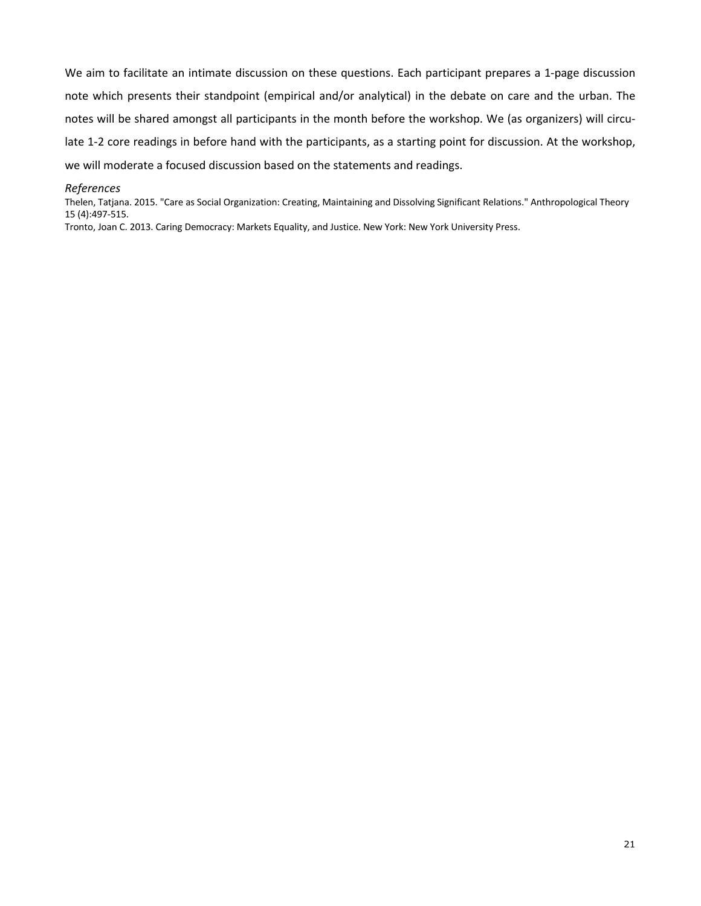We aim to facilitate an intimate discussion on these questions. Each participant prepares a 1-page discussion note which presents their standpoint (empirical and/or analytical) in the debate on care and the urban. The notes will be shared amongst all participants in the month before the workshop. We (as organizers) will circulate 1-2 core readings in before hand with the participants, as a starting point for discussion. At the workshop, we will moderate a focused discussion based on the statements and readings.

*References*

Thelen, Tatjana. 2015. "Care as Social Organization: Creating, Maintaining and Dissolving Significant Relations." Anthropological Theory 15 (4):497-515.

Tronto, Joan C. 2013. Caring Democracy: Markets Equality, and Justice. New York: New York University Press.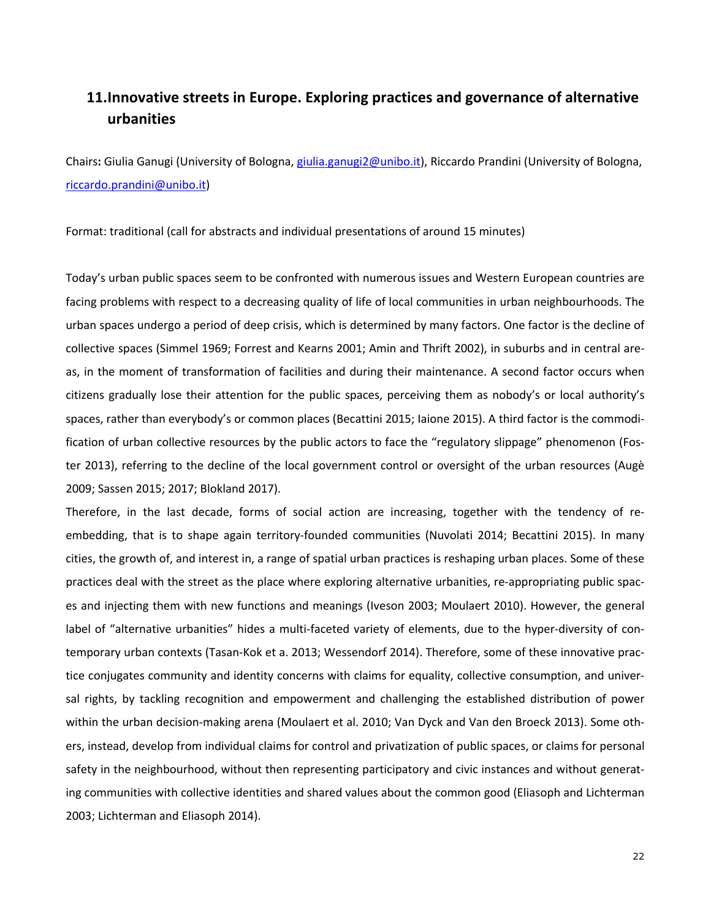## 11. Innovative streets in Europe. Exploring practices and governance of alternative urbanities

Chairs**:** Giulia Ganugi (University of Bologna, giulia.ganugi2@unibo.it), Riccardo Prandini (University of Bologna, riccardo.prandini@unibo.it)

Format: traditional (call for abstracts and individual presentations of around 15 minutes)

Today's urban public spaces seem to be confronted with numerous issues and Western European countries are facing problems with respect to a decreasing quality of life of local communities in urban neighbourhoods. The urban spaces undergo a period of deep crisis, which is determined by many factors. One factor is the decline of collective spaces (Simmel 1969; Forrest and Kearns 2001; Amin and Thrift 2002), in suburbs and in central areas, in the moment of transformation of facilities and during their maintenance. A second factor occurs when citizens gradually lose their attention for the public spaces, perceiving them as nobody's or local authority's spaces, rather than everybody's or common places (Becattini 2015; Iaione 2015). A third factor is the commodification of urban collective resources by the public actors to face the "regulatory slippage" phenomenon (Foster 2013), referring to the decline of the local government control or oversight of the urban resources (Augè 2009; Sassen 2015; 2017; Blokland 2017).

Therefore, in the last decade, forms of social action are increasing, together with the tendency of re-embedding, that is to shape again territory-founded communities (Nuvolati 2014; Becattini 2015). In many cities, the growth of, and interest in, a range of spatial urban practices is reshaping urban places. Some of these practices deal with the street as the place where exploring alternative urbanities, re-appropriating public spaces and injecting them with new functions and meanings (Iveson 2003; Moulaert 2010). However, the general label of "alternative urbanities" hides a multi-faceted variety of elements, due to the hyper-diversity of contemporary urban contexts (Tasan-Kok et a. 2013; Wessendorf 2014). Therefore, some of these innovative practice conjugates community and identity concerns with claims for equality, collective consumption, and universal rights, by tackling recognition and empowerment and challenging the established distribution of power within the urban decision-making arena (Moulaert et al. 2010; Van Dyck and Van den Broeck 2013). Some others, instead, develop from individual claims for control and privatization of public spaces, or claims for personal safety in the neighbourhood, without then representing participatory and civic instances and without generating communities with collective identities and shared values about the common good (Eliasoph and Lichterman 2003; Lichterman and Eliasoph 2014).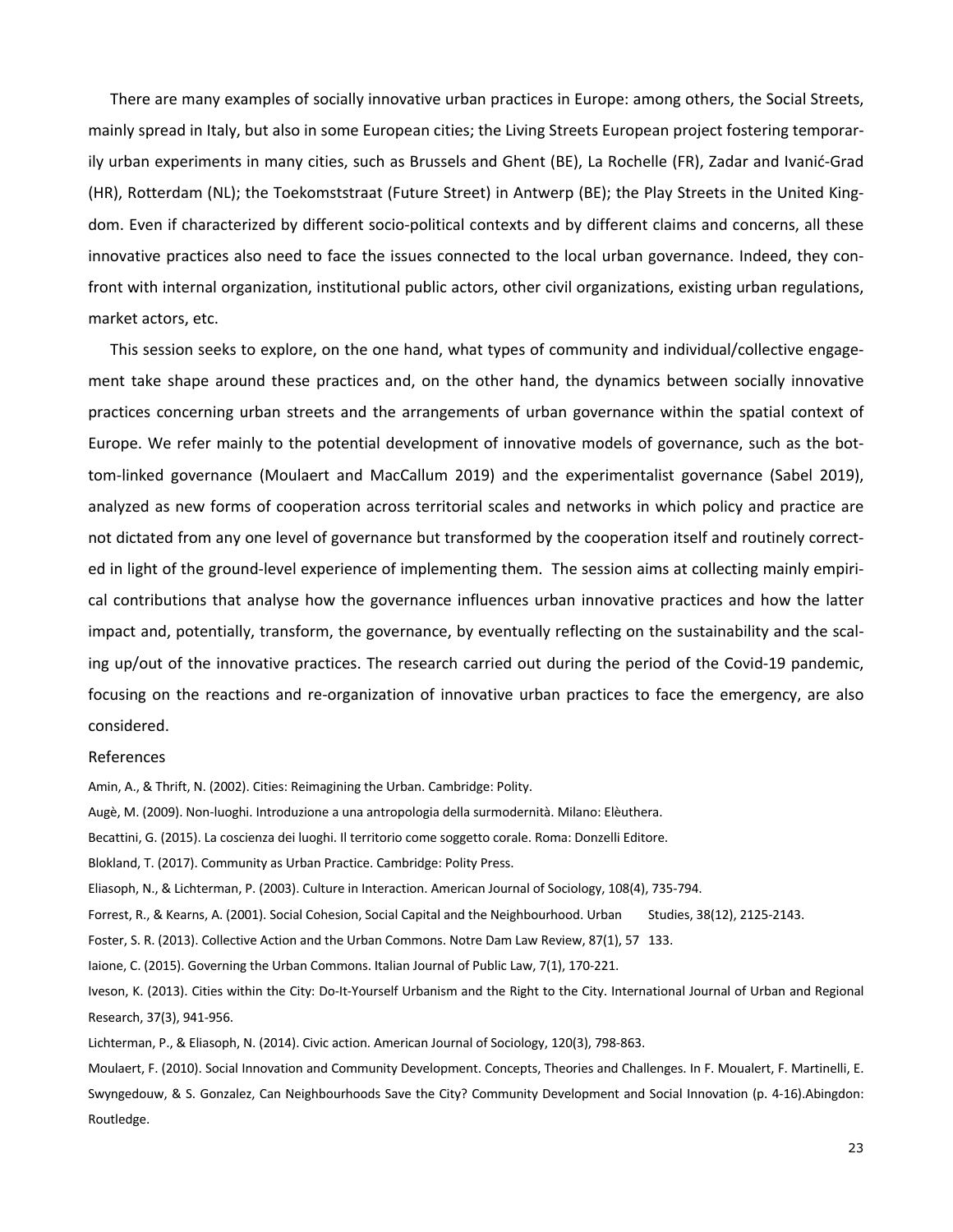There are many examples of socially innovative urban practices in Europe: among others, the Social Streets, mainly spread in Italy, but also in some European cities; the Living Streets European project fostering temporarily urban experiments in many cities, such as Brussels and Ghent (BE), La Rochelle (FR), Zadar and Ivanić-Grad (HR), Rotterdam (NL); the Toekomststraat (Future Street) in Antwerp (BE); the Play Streets in the United Kingdom. Even if characterized by different socio-political contexts and by different claims and concerns, all these innovative practices also need to face the issues connected to the local urban governance. Indeed, they confront with internal organization, institutional public actors, other civil organizations, existing urban regulations, market actors, etc.

This session seeks to explore, on the one hand, what types of community and individual/collective engagement take shape around these practices and, on the other hand, the dynamics between socially innovative practices concerning urban streets and the arrangements of urban governance within the spatial context of Europe. We refer mainly to the potential development of innovative models of governance, such as the bottom-linked governance (Moulaert and MacCallum 2019) and the experimentalist governance (Sabel 2019), analyzed as new forms of cooperation across territorial scales and networks in which policy and practice are not dictated from any one level of governance but transformed by the cooperation itself and routinely corrected in light of the ground-level experience of implementing them. The session aims at collecting mainly empirical contributions that analyse how the governance influences urban innovative practices and how the latter impact and, potentially, transform, the governance, by eventually reflecting on the sustainability and the scaling up/out of the innovative practices. The research carried out during the period of the Covid-19 pandemic, focusing on the reactions and re-organization of innovative urban practices to face the emergency, are also considered.

References

Amin, A., & Thrift, N. (2002). Cities: Reimagining the Urban. Cambridge: Polity.

Augè, M. (2009). Non-luoghi. Introduzione a una antropologia della surmodernità. Milano: Elèuthera.

Becattini, G. (2015). La coscienza dei luoghi. Il territorio come soggetto corale. Roma: Donzelli Editore.

Blokland, T. (2017). Community as Urban Practice. Cambridge: Polity Press.

Eliasoph, N., & Lichterman, P. (2003). Culture in Interaction. American Journal of Sociology, 108(4), 735-794.

Forrest, R., & Kearns, A. (2001). Social Cohesion, Social Capital and the Neighbourhood. Urban Studies, 38(12), 2125-2143.

Foster, S. R. (2013). Collective Action and the Urban Commons. Notre Dam Law Review, 87(1), 57 133.

Iaione, C. (2015). Governing the Urban Commons. Italian Journal of Public Law, 7(1), 170-221.

Iveson, K. (2013). Cities within the City: Do-It-Yourself Urbanism and the Right to the City. International Journal of Urban and Regional Research, 37(3), 941-956.

Lichterman, P., & Eliasoph, N. (2014). Civic action. American Journal of Sociology, 120(3), 798-863.

Moulaert, F. (2010). Social Innovation and Community Development. Concepts, Theories and Challenges. In F. Moualert, F. Martinelli, E. Swyngedouw, & S. Gonzalez, Can Neighbourhoods Save the City? Community Development and Social Innovation (p. 4-16).Abingdon: Routledge.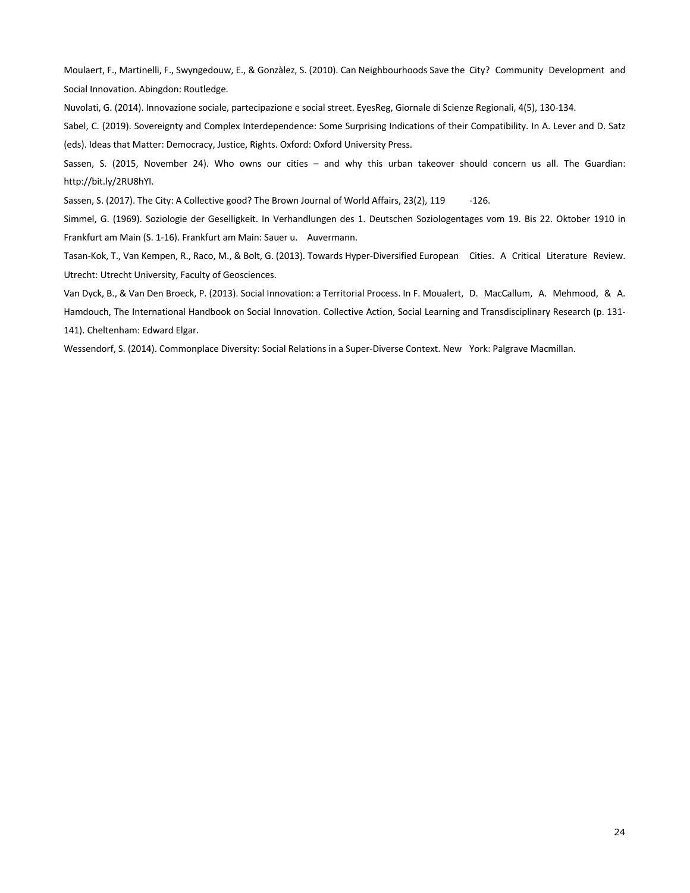Moulaert, F., Martinelli, F., Swyngedouw, E., & Gonzàlez, S. (2010). Can Neighbourhoods Save the City? Community Development and Social Innovation. Abingdon: Routledge.

Nuvolati, G. (2014). Innovazione sociale, partecipazione e social street. EyesReg, Giornale di Scienze Regionali, 4(5), 130-134.

Sabel, C. (2019). Sovereignty and Complex Interdependence: Some Surprising Indications of their Compatibility. In A. Lever and D. Satz (eds). Ideas that Matter: Democracy, Justice, Rights. Oxford: Oxford University Press.

Sassen, S. (2015, November 24). Who owns our cities – and why this urban takeover should concern us all. The Guardian: http://bit.ly/2RU8hYI.

Sassen, S. (2017). The City: A Collective good? The Brown Journal of World Affairs, 23(2), 119-126.

Simmel, G. (1969). Soziologie der Geselligkeit. In Verhandlungen des 1. Deutschen Soziologentages vom 19. Bis 22. Oktober 1910 in Frankfurt am Main (S. 1-16). Frankfurt am Main: Sauer u. Auvermann.

Tasan-Kok, T., Van Kempen, R., Raco, M., & Bolt, G. (2013). Towards Hyper-Diversified European Cities. A Critical Literature Review. Utrecht: Utrecht University, Faculty of Geosciences.

Van Dyck, B., & Van Den Broeck, P. (2013). Social Innovation: a Territorial Process. In F. Moualert, D. MacCallum, A. Mehmood, & A. Hamdouch, The International Handbook on Social Innovation. Collective Action, Social Learning and Transdisciplinary Research (p. 131-141). Cheltenham: Edward Elgar.

Wessendorf, S. (2014). Commonplace Diversity: Social Relations in a Super-Diverse Context. New York: Palgrave Macmillan.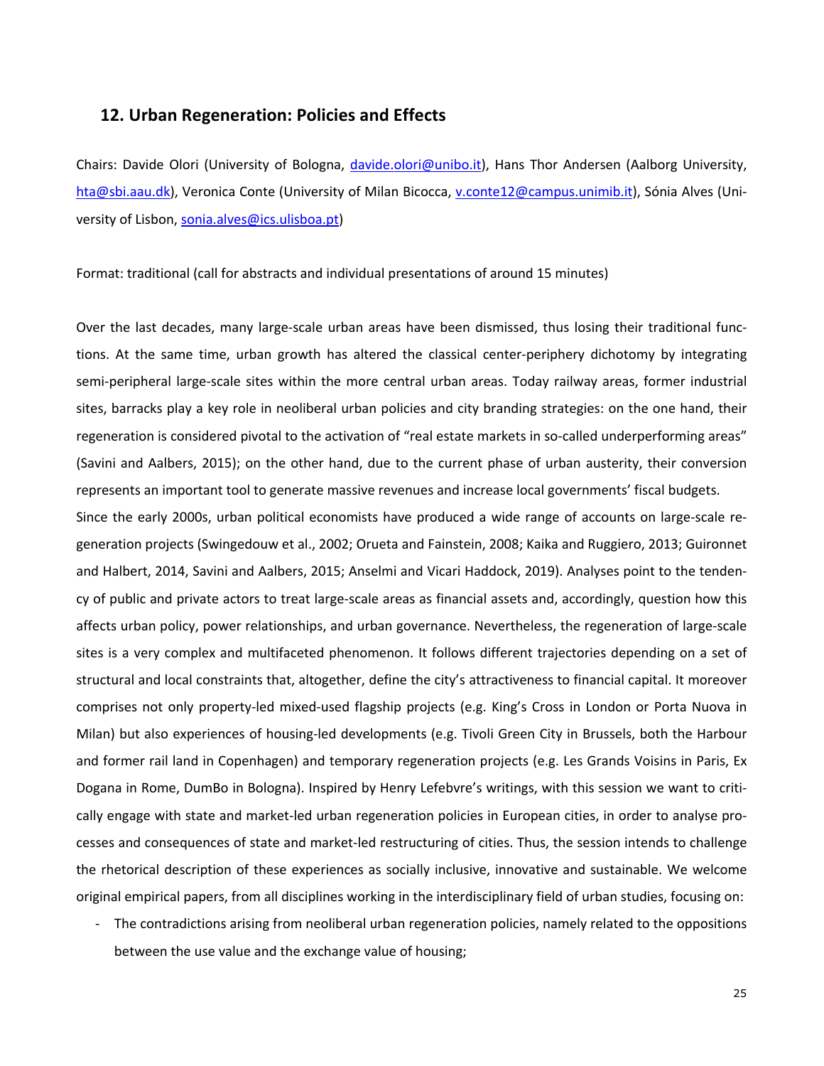## 12. Urban Regeneration: Policies and Effects

Chairs: Davide Olori (University of Bologna, davide.olori@unibo.it), Hans Thor Andersen (Aalborg University, hta@sbi.aau.dk), Veronica Conte (University of Milan Bicocca, v.conte12@campus.unimib.it), Sónia Alves (University of Lisbon, sonia.alves@ics.ulisboa.pt)

Format: traditional (call for abstracts and individual presentations of around 15 minutes)

Over the last decades, many large-scale urban areas have been dismissed, thus losing their traditional functions. At the same time, urban growth has altered the classical center-periphery dichotomy by integrating semi-peripheral large-scale sites within the more central urban areas. Today railway areas, former industrial sites, barracks play a key role in neoliberal urban policies and city branding strategies: on the one hand, their regeneration is considered pivotal to the activation of "real estate markets in so-called underperforming areas" (Savini and Aalbers, 2015); on the other hand, due to the current phase of urban austerity, their conversion represents an important tool to generate massive revenues and increase local governments' fiscal budgets.

Since the early 2000s, urban political economists have produced a wide range of accounts on large-scale regeneration projects (Swingedouw et al., 2002; Orueta and Fainstein, 2008; Kaika and Ruggiero, 2013; Guironnet and Halbert, 2014, Savini and Aalbers, 2015; Anselmi and Vicari Haddock, 2019). Analyses point to the tendency of public and private actors to treat large-scale areas as financial assets and, accordingly, question how this affects urban policy, power relationships, and urban governance. Nevertheless, the regeneration of large-scale sites is a very complex and multifaceted phenomenon. It follows different trajectories depending on a set of structural and local constraints that, altogether, define the city's attractiveness to financial capital. It moreover comprises not only property-led mixed-used flagship projects (e.g. King's Cross in London or Porta Nuova in Milan) but also experiences of housing-led developments (e.g. Tivoli Green City in Brussels, both the Harbour and former rail land in Copenhagen) and temporary regeneration projects (e.g. Les Grands Voisins in Paris, Ex Dogana in Rome, DumBo in Bologna). Inspired by Henry Lefebvre's writings, with this session we want to critically engage with state and market-led urban regeneration policies in European cities, in order to analyse processes and consequences of state and market-led restructuring of cities. Thus, the session intends to challenge the rhetorical description of these experiences as socially inclusive, innovative and sustainable. We welcome original empirical papers, from all disciplines working in the interdisciplinary field of urban studies, focusing on:

- The contradictions arising from neoliberal urban regeneration policies, namely related to the oppositions between the use value and the exchange value of housing;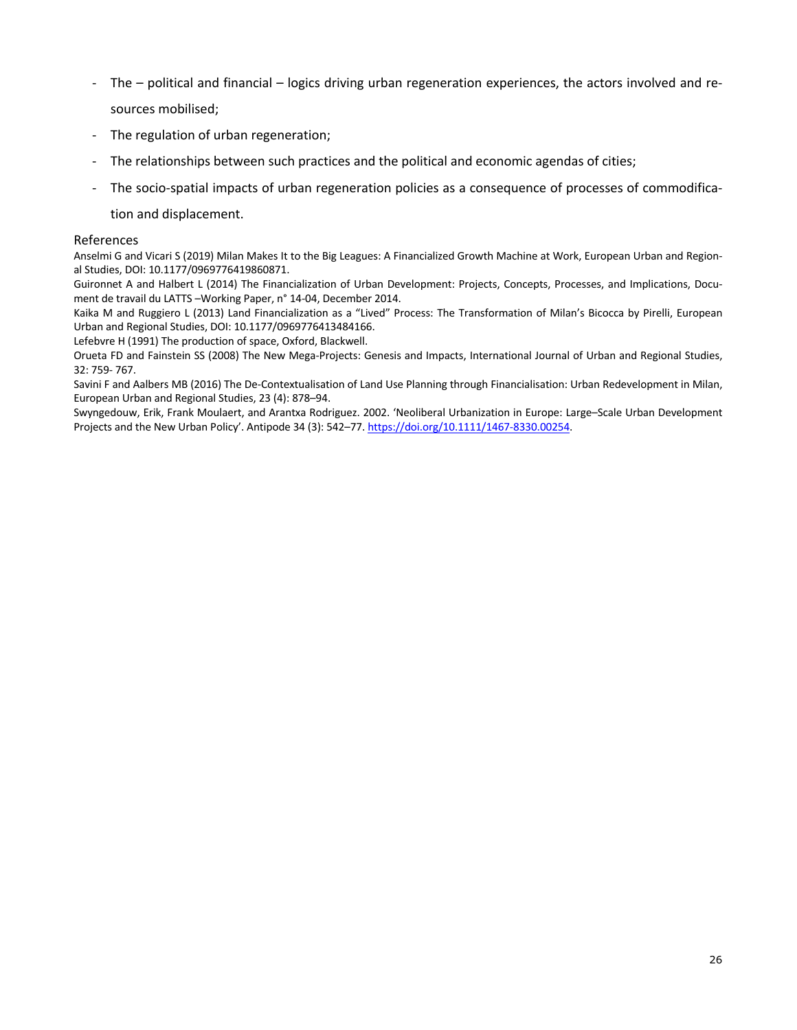- The – political and financial – logics driving urban regeneration experiences, the actors involved and resources mobilised;
- The regulation of urban regeneration;
- The relationships between such practices and the political and economic agendas of cities;
- The socio-spatial impacts of urban regeneration policies as a consequence of processes of commodification and displacement.

## References

Anselmi G and Vicari S (2019) Milan Makes It to the Big Leagues: A Financialized Growth Machine at Work, European Urban and Regional Studies, DOI: 10.1177/0969776419860871.

Guironnet A and Halbert L (2014) The Financialization of Urban Development: Projects, Concepts, Processes, and Implications, Document de travail du LATTS –Working Paper, n° 14-04, December 2014.

Kaika M and Ruggiero L (2013) Land Financialization as a "Lived" Process: The Transformation of Milan's Bicocca by Pirelli, European Urban and Regional Studies, DOI: 10.1177/0969776413484166.

Lefebvre H (1991) The production of space, Oxford, Blackwell.

Orueta FD and Fainstein SS (2008) The New Mega-Projects: Genesis and Impacts, International Journal of Urban and Regional Studies, 32: 759- 767.

Savini F and Aalbers MB (2016) The De-Contextualisation of Land Use Planning through Financialisation: Urban Redevelopment in Milan, European Urban and Regional Studies, 23 (4): 878–94.

Swyngedouw, Erik, Frank Moulaert, and Arantxa Rodriguez. 2002. 'Neoliberal Urbanization in Europe: Large–Scale Urban Development Projects and the New Urban Policy'. Antipode 34 (3): 542–77. https://doi.org/10.1111/1467-8330.00254.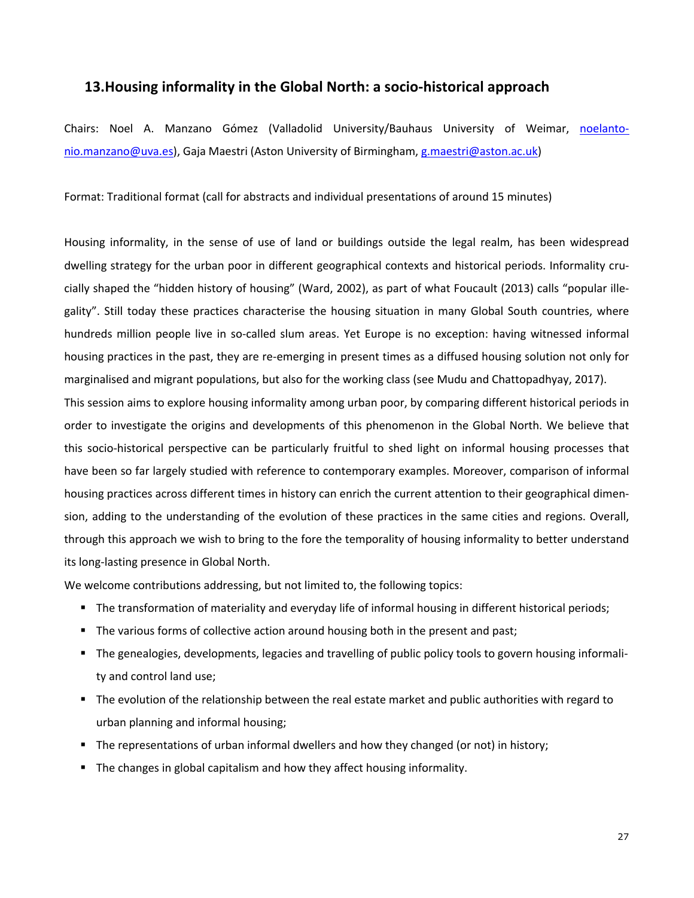## 13.Housing informality in the Global North: a socio-historical approach

Chairs: Noel A. Manzano Gómez (Valladolid University/Bauhaus University of Weimar, noelantonio.manzano@uva.es), Gaja Maestri (Aston University of Birmingham, g.maestri@aston.ac.uk)

Format: Traditional format (call for abstracts and individual presentations of around 15 minutes)

Housing informality, in the sense of use of land or buildings outside the legal realm, has been widespread dwelling strategy for the urban poor in different geographical contexts and historical periods. Informality crucially shaped the "hidden history of housing" (Ward, 2002), as part of what Foucault (2013) calls "popular illegality". Still today these practices characterise the housing situation in many Global South countries, where hundreds million people live in so-called slum areas. Yet Europe is no exception: having witnessed informal housing practices in the past, they are re-emerging in present times as a diffused housing solution not only for marginalised and migrant populations, but also for the working class (see Mudu and Chattopadhyay, 2017).

This session aims to explore housing informality among urban poor, by comparing different historical periods in order to investigate the origins and developments of this phenomenon in the Global North. We believe that this socio-historical perspective can be particularly fruitful to shed light on informal housing processes that have been so far largely studied with reference to contemporary examples. Moreover, comparison of informal housing practices across different times in history can enrich the current attention to their geographical dimension, adding to the understanding of the evolution of these practices in the same cities and regions. Overall, through this approach we wish to bring to the fore the temporality of housing informality to better understand its long-lasting presence in Global North.

We welcome contributions addressing, but not limited to, the following topics:

- The transformation of materiality and everyday life of informal housing in different historical periods;
- The various forms of collective action around housing both in the present and past;
- The genealogies, developments, legacies and travelling of public policy tools to govern housing informality and control land use;
- The evolution of the relationship between the real estate market and public authorities with regard to urban planning and informal housing;
- The representations of urban informal dwellers and how they changed (or not) in history;
- The changes in global capitalism and how they affect housing informality.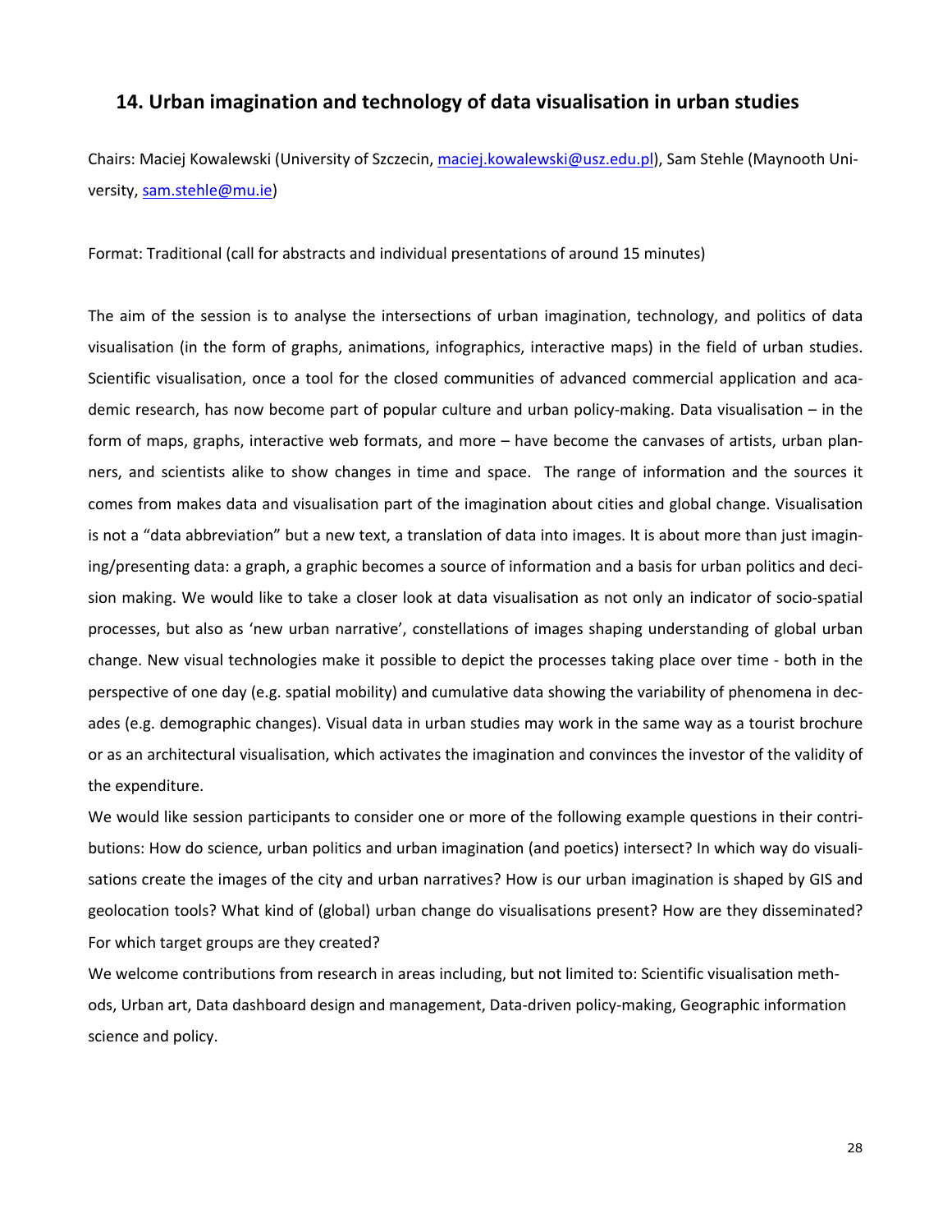## 14. Urban imagination and technology of data visualisation in urban studies

Chairs: Maciej Kowalewski (University of Szczecin, maciej.kowalewski@usz.edu.pl), Sam Stehle (Maynooth University, sam.stehle@mu.ie)

Format: Traditional (call for abstracts and individual presentations of around 15 minutes)

The aim of the session is to analyse the intersections of urban imagination, technology, and politics of data visualisation (in the form of graphs, animations, infographics, interactive maps) in the field of urban studies. Scientific visualisation, once a tool for the closed communities of advanced commercial application and academic research, has now become part of popular culture and urban policy-making. Data visualisation – in the form of maps, graphs, interactive web formats, and more – have become the canvases of artists, urban planners, and scientists alike to show changes in time and space. The range of information and the sources it comes from makes data and visualisation part of the imagination about cities and global change. Visualisation is not a "data abbreviation" but a new text, a translation of data into images. It is about more than just imagining/presenting data: a graph, a graphic becomes a source of information and a basis for urban politics and decision making. We would like to take a closer look at data visualisation as not only an indicator of socio-spatial processes, but also as 'new urban narrative', constellations of images shaping understanding of global urban change. New visual technologies make it possible to depict the processes taking place over time - both in the perspective of one day (e.g. spatial mobility) and cumulative data showing the variability of phenomena in decades (e.g. demographic changes). Visual data in urban studies may work in the same way as a tourist brochure or as an architectural visualisation, which activates the imagination and convinces the investor of the validity of the expenditure.

We would like session participants to consider one or more of the following example questions in their contributions: How do science, urban politics and urban imagination (and poetics) intersect? In which way do visualisations create the images of the city and urban narratives? How is our urban imagination is shaped by GIS and geolocation tools? What kind of (global) urban change do visualisations present? How are they disseminated? For which target groups are they created?

We welcome contributions from research in areas including, but not limited to: Scientific visualisation methods, Urban art, Data dashboard design and management, Data-driven policy-making, Geographic information science and policy.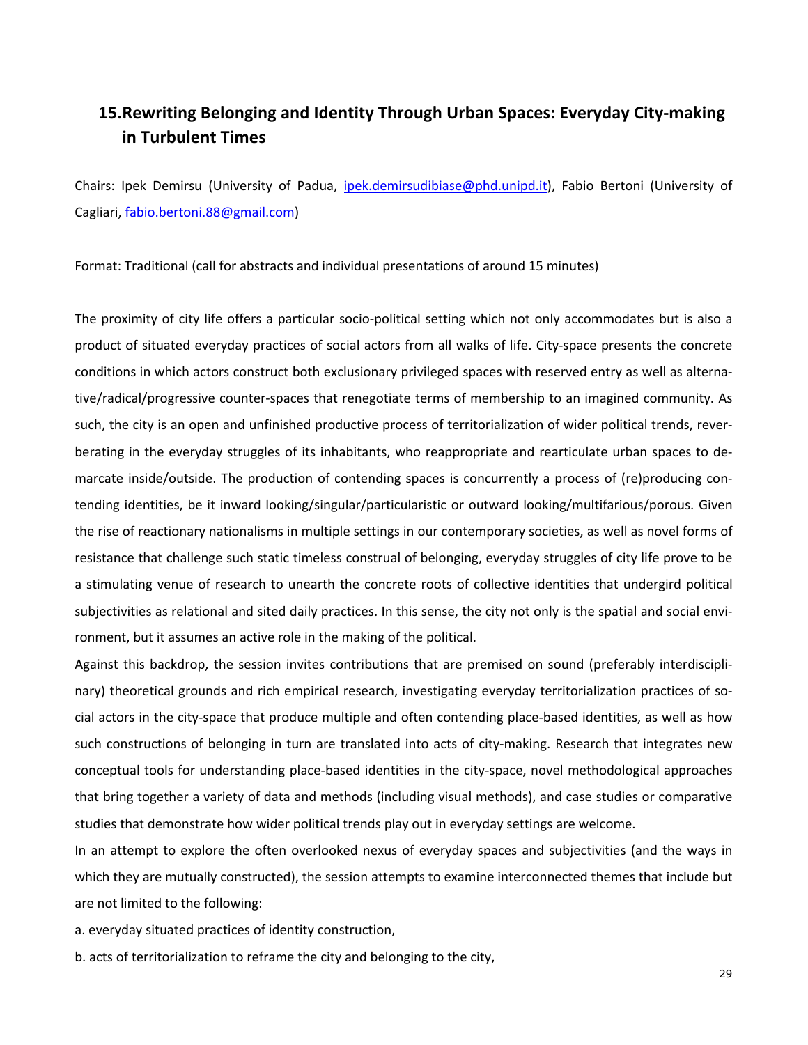## 15. Rewriting Belonging and Identity Through Urban Spaces: Everyday City-making in Turbulent Times

Chairs: Ipek Demirsu (University of Padua, ipek.demirsudibiase@phd.unipd.it), Fabio Bertoni (University of Cagliari, fabio.bertoni.88@gmail.com)

Format: Traditional (call for abstracts and individual presentations of around 15 minutes)

The proximity of city life offers a particular socio-political setting which not only accommodates but is also a product of situated everyday practices of social actors from all walks of life. City-space presents the concrete conditions in which actors construct both exclusionary privileged spaces with reserved entry as well as alternative/radical/progressive counter-spaces that renegotiate terms of membership to an imagined community. As such, the city is an open and unfinished productive process of territorialization of wider political trends, reverberating in the everyday struggles of its inhabitants, who reappropriate and rearticulate urban spaces to demarcate inside/outside. The production of contending spaces is concurrently a process of (re)producing contending identities, be it inward looking/singular/particularistic or outward looking/multifarious/porous. Given the rise of reactionary nationalisms in multiple settings in our contemporary societies, as well as novel forms of resistance that challenge such static timeless construal of belonging, everyday struggles of city life prove to be a stimulating venue of research to unearth the concrete roots of collective identities that undergird political subjectivities as relational and sited daily practices. In this sense, the city not only is the spatial and social environment, but it assumes an active role in the making of the political.

Against this backdrop, the session invites contributions that are premised on sound (preferably interdisciplinary) theoretical grounds and rich empirical research, investigating everyday territorialization practices of social actors in the city-space that produce multiple and often contending place-based identities, as well as how such constructions of belonging in turn are translated into acts of city-making. Research that integrates new conceptual tools for understanding place-based identities in the city-space, novel methodological approaches that bring together a variety of data and methods (including visual methods), and case studies or comparative studies that demonstrate how wider political trends play out in everyday settings are welcome.

In an attempt to explore the often overlooked nexus of everyday spaces and subjectivities (and the ways in which they are mutually constructed), the session attempts to examine interconnected themes that include but are not limited to the following:

a. everyday situated practices of identity construction,

b. acts of territorialization to reframe the city and belonging to the city,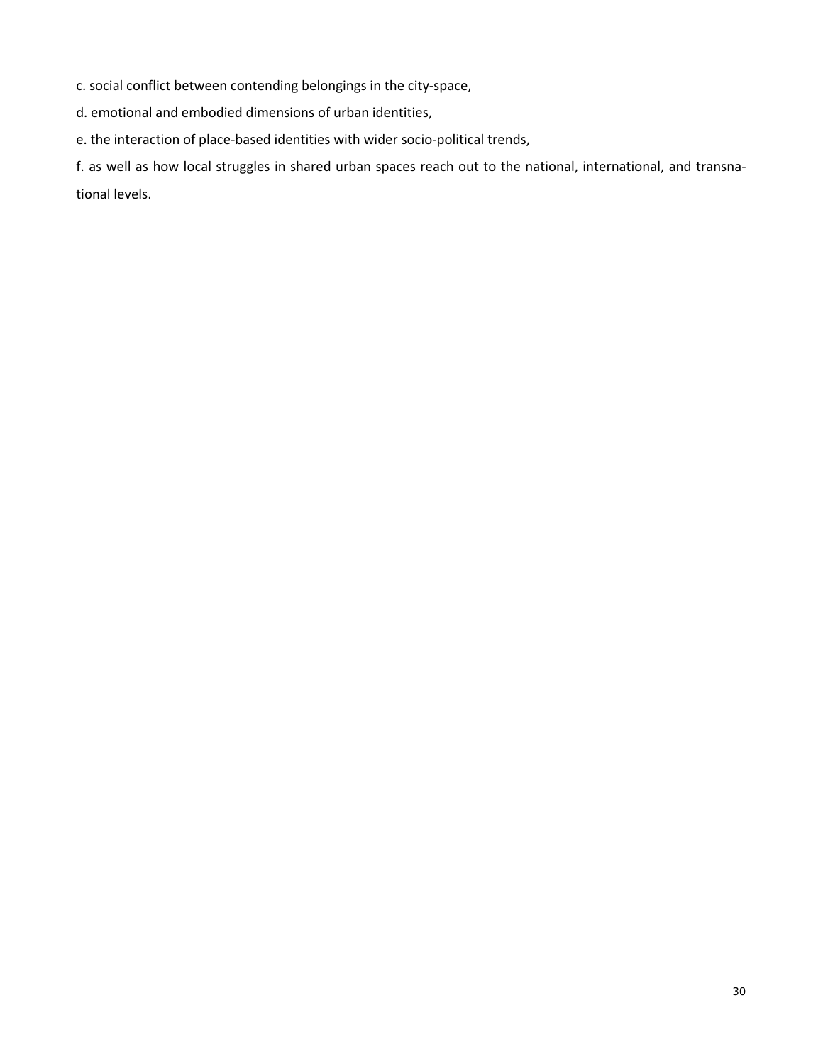c. social conflict between contending belongings in the city-space,

d. emotional and embodied dimensions of urban identities,

e. the interaction of place-based identities with wider socio-political trends,

f. as well as how local struggles in shared urban spaces reach out to the national, international, and transnational levels.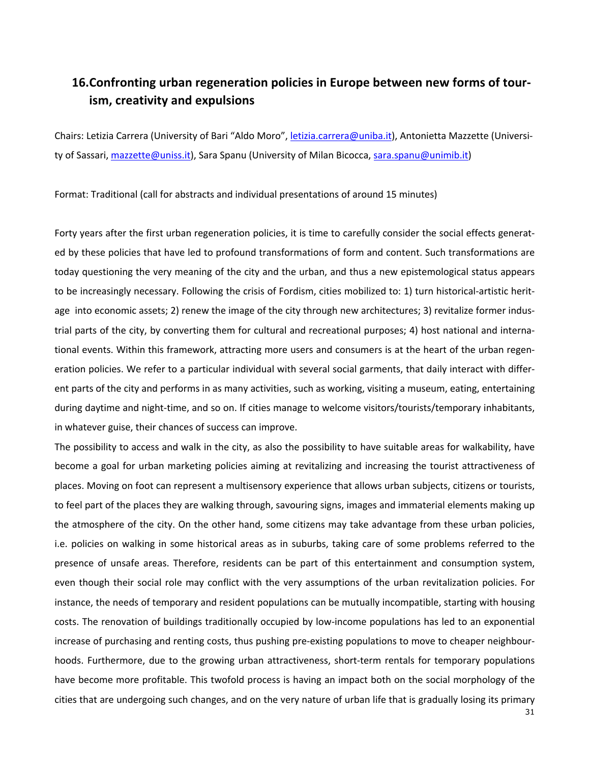## 16. Confronting urban regeneration policies in Europe between new forms of tourism, creativity and expulsions

Chairs: Letizia Carrera (University of Bari "Aldo Moro", letizia.carrera@uniba.it), Antonietta Mazzette (University of Sassari, mazzette@uniss.it), Sara Spanu (University of Milan Bicocca, sara.spanu@unimib.it)

Format: Traditional (call for abstracts and individual presentations of around 15 minutes)

Forty years after the first urban regeneration policies, it is time to carefully consider the social effects generated by these policies that have led to profound transformations of form and content. Such transformations are today questioning the very meaning of the city and the urban, and thus a new epistemological status appears to be increasingly necessary. Following the crisis of Fordism, cities mobilized to: 1) turn historical-artistic heritage into economic assets; 2) renew the image of the city through new architectures; 3) revitalize former industrial parts of the city, by converting them for cultural and recreational purposes; 4) host national and international events. Within this framework, attracting more users and consumers is at the heart of the urban regeneration policies. We refer to a particular individual with several social garments, that daily interact with different parts of the city and performs in as many activities, such as working, visiting a museum, eating, entertaining during daytime and night-time, and so on. If cities manage to welcome visitors/tourists/temporary inhabitants, in whatever guise, their chances of success can improve.

The possibility to access and walk in the city, as also the possibility to have suitable areas for walkability, have become a goal for urban marketing policies aiming at revitalizing and increasing the tourist attractiveness of places. Moving on foot can represent a multisensory experience that allows urban subjects, citizens or tourists, to feel part of the places they are walking through, savouring signs, images and immaterial elements making up the atmosphere of the city. On the other hand, some citizens may take advantage from these urban policies, i.e. policies on walking in some historical areas as in suburbs, taking care of some problems referred to the presence of unsafe areas. Therefore, residents can be part of this entertainment and consumption system, even though their social role may conflict with the very assumptions of the urban revitalization policies. For instance, the needs of temporary and resident populations can be mutually incompatible, starting with housing costs. The renovation of buildings traditionally occupied by low-income populations has led to an exponential increase of purchasing and renting costs, thus pushing pre-existing populations to move to cheaper neighbourhoods. Furthermore, due to the growing urban attractiveness, short-term rentals for temporary populations have become more profitable. This twofold process is having an impact both on the social morphology of the cities that are undergoing such changes, and on the very nature of urban life that is gradually losing its primary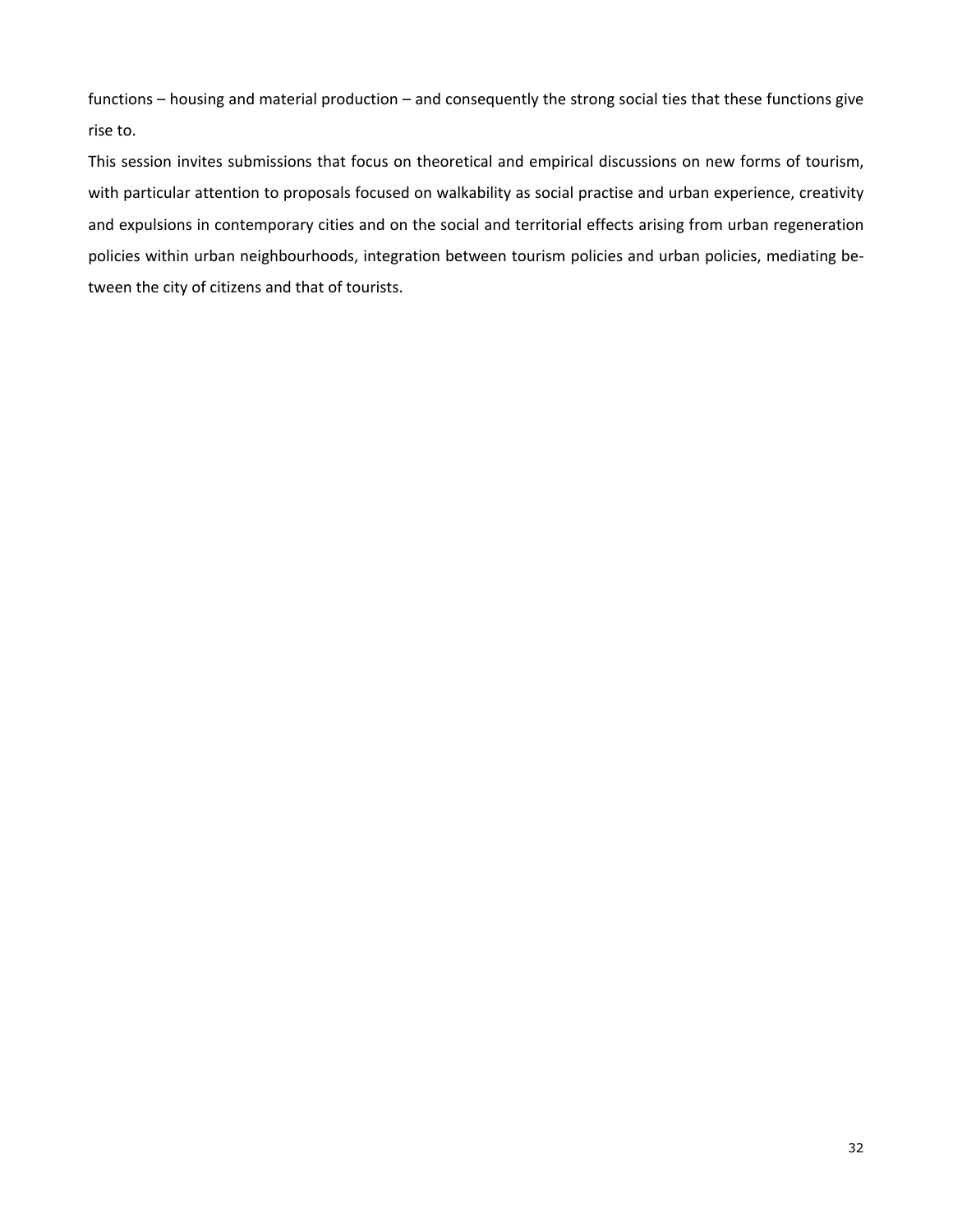functions – housing and material production – and consequently the strong social ties that these functions give rise to.

This session invites submissions that focus on theoretical and empirical discussions on new forms of tourism, with particular attention to proposals focused on walkability as social practise and urban experience, creativity and expulsions in contemporary cities and on the social and territorial effects arising from urban regeneration policies within urban neighbourhoods, integration between tourism policies and urban policies, mediating between the city of citizens and that of tourists.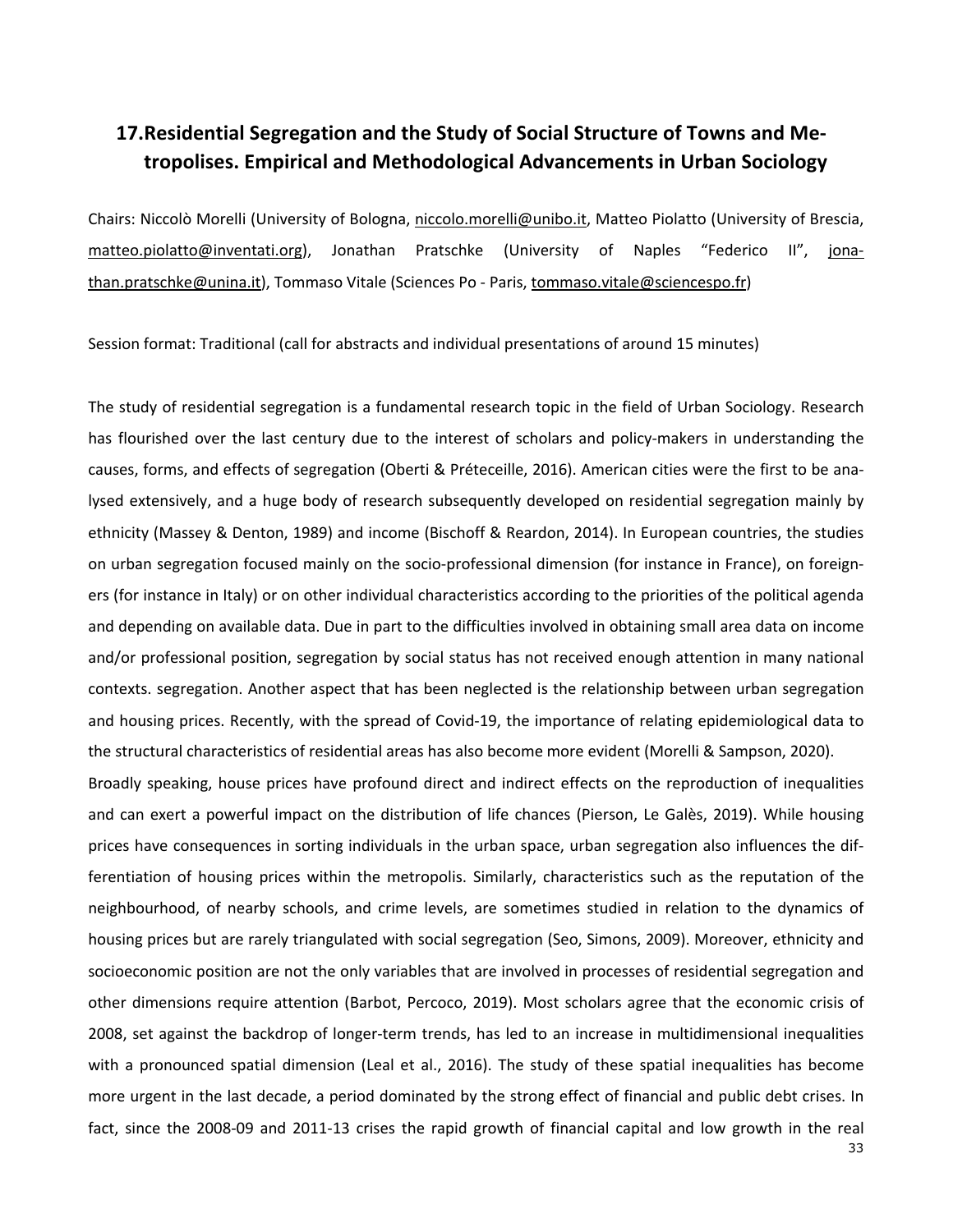## 17. Residential Segregation and the Study of Social Structure of Towns and Metropolises. Empirical and Methodological Advancements in Urban Sociology

Chairs: Niccolò Morelli (University of Bologna, niccolo.morelli@unibo.it, Matteo Piolatto (University of Brescia, matteo.piolatto@inventati.org), Jonathan Pratschke (University of Naples "Federico II", jonathan.pratschke@unina.it), Tommaso Vitale (Sciences Po - Paris, tommaso.vitale@sciencespo.fr)

Session format: Traditional (call for abstracts and individual presentations of around 15 minutes)

The study of residential segregation is a fundamental research topic in the field of Urban Sociology. Research has flourished over the last century due to the interest of scholars and policy-makers in understanding the causes, forms, and effects of segregation (Oberti & Préteceille, 2016). American cities were the first to be analysed extensively, and a huge body of research subsequently developed on residential segregation mainly by ethnicity (Massey & Denton, 1989) and income (Bischoff & Reardon, 2014). In European countries, the studies on urban segregation focused mainly on the socio-professional dimension (for instance in France), on foreigners (for instance in Italy) or on other individual characteristics according to the priorities of the political agenda and depending on available data. Due in part to the difficulties involved in obtaining small area data on income and/or professional position, segregation by social status has not received enough attention in many national contexts. segregation. Another aspect that has been neglected is the relationship between urban segregation and housing prices. Recently, with the spread of Covid-19, the importance of relating epidemiological data to the structural characteristics of residential areas has also become more evident (Morelli & Sampson, 2020).

Broadly speaking, house prices have profound direct and indirect effects on the reproduction of inequalities and can exert a powerful impact on the distribution of life chances (Pierson, Le Galès, 2019). While housing prices have consequences in sorting individuals in the urban space, urban segregation also influences the differentiation of housing prices within the metropolis. Similarly, characteristics such as the reputation of the neighbourhood, of nearby schools, and crime levels, are sometimes studied in relation to the dynamics of housing prices but are rarely triangulated with social segregation (Seo, Simons, 2009). Moreover, ethnicity and socioeconomic position are not the only variables that are involved in processes of residential segregation and other dimensions require attention (Barbot, Percoco, 2019). Most scholars agree that the economic crisis of 2008, set against the backdrop of longer-term trends, has led to an increase in multidimensional inequalities with a pronounced spatial dimension (Leal et al., 2016). The study of these spatial inequalities has become more urgent in the last decade, a period dominated by the strong effect of financial and public debt crises. In fact, since the 2008-09 and 2011-13 crises the rapid growth of financial capital and low growth in the real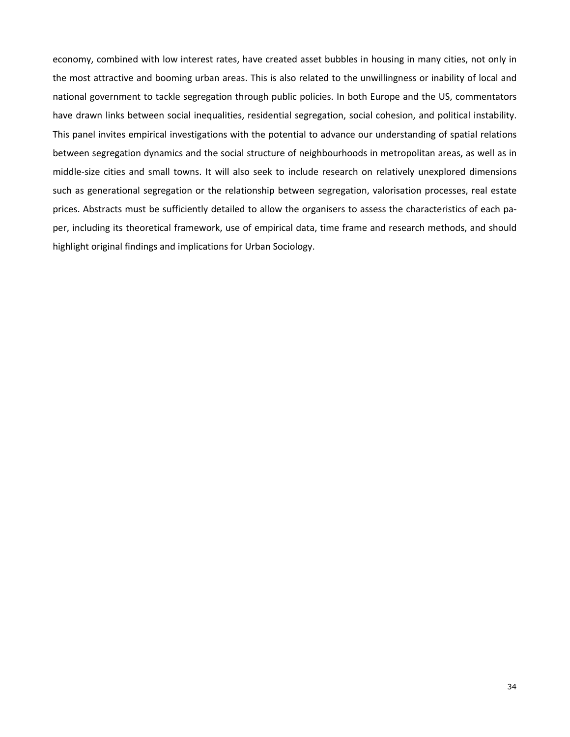economy, combined with low interest rates, have created asset bubbles in housing in many cities, not only in the most attractive and booming urban areas. This is also related to the unwillingness or inability of local and national government to tackle segregation through public policies. In both Europe and the US, commentators have drawn links between social inequalities, residential segregation, social cohesion, and political instability. This panel invites empirical investigations with the potential to advance our understanding of spatial relations between segregation dynamics and the social structure of neighbourhoods in metropolitan areas, as well as in middle-size cities and small towns. It will also seek to include research on relatively unexplored dimensions such as generational segregation or the relationship between segregation, valorisation processes, real estate prices. Abstracts must be sufficiently detailed to allow the organisers to assess the characteristics of each paper, including its theoretical framework, use of empirical data, time frame and research methods, and should highlight original findings and implications for Urban Sociology.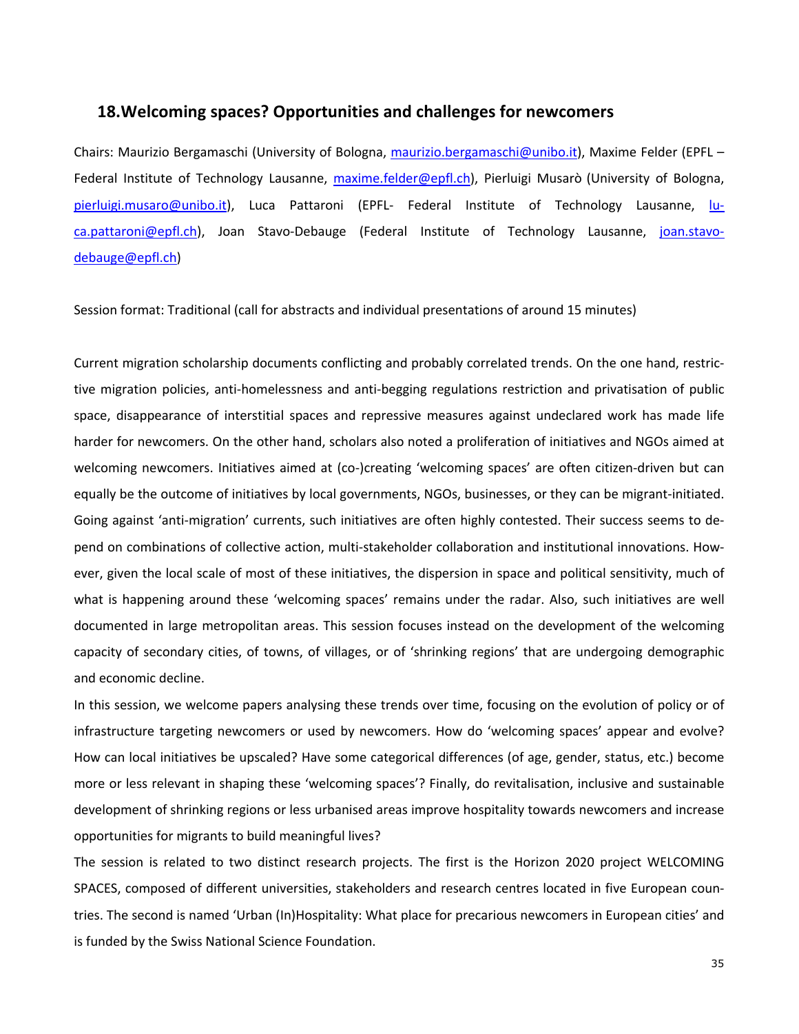## 18. Welcoming spaces? Opportunities and challenges for newcomers

Chairs: Maurizio Bergamaschi (University of Bologna, maurizio.bergamaschi@unibo.it), Maxime Felder (EPFL – Federal Institute of Technology Lausanne, maxime.felder@epfl.ch), Pierluigi Musarò (University of Bologna, pierluigi.musaro@unibo.it), Luca Pattaroni (EPFL- Federal Institute of Technology Lausanne, luca.pattaroni@epfl.ch), Joan Stavo-Debauge (Federal Institute of Technology Lausanne, joan.stavo-debauge@epfl.ch)

Session format: Traditional (call for abstracts and individual presentations of around 15 minutes)

Current migration scholarship documents conflicting and probably correlated trends. On the one hand, restrictive migration policies, anti-homelessness and anti-begging regulations restriction and privatisation of public space, disappearance of interstitial spaces and repressive measures against undeclared work has made life harder for newcomers. On the other hand, scholars also noted a proliferation of initiatives and NGOs aimed at welcoming newcomers. Initiatives aimed at (co-)creating 'welcoming spaces' are often citizen-driven but can equally be the outcome of initiatives by local governments, NGOs, businesses, or they can be migrant-initiated. Going against 'anti-migration' currents, such initiatives are often highly contested. Their success seems to depend on combinations of collective action, multi-stakeholder collaboration and institutional innovations. However, given the local scale of most of these initiatives, the dispersion in space and political sensitivity, much of what is happening around these 'welcoming spaces' remains under the radar. Also, such initiatives are well documented in large metropolitan areas. This session focuses instead on the development of the welcoming capacity of secondary cities, of towns, of villages, or of 'shrinking regions' that are undergoing demographic and economic decline.

In this session, we welcome papers analysing these trends over time, focusing on the evolution of policy or of infrastructure targeting newcomers or used by newcomers. How do 'welcoming spaces' appear and evolve? How can local initiatives be upscaled? Have some categorical differences (of age, gender, status, etc.) become more or less relevant in shaping these 'welcoming spaces'? Finally, do revitalisation, inclusive and sustainable development of shrinking regions or less urbanised areas improve hospitality towards newcomers and increase opportunities for migrants to build meaningful lives?

The session is related to two distinct research projects. The first is the Horizon 2020 project WELCOMING SPACES, composed of different universities, stakeholders and research centres located in five European countries. The second is named 'Urban (In)Hospitality: What place for precarious newcomers in European cities' and is funded by the Swiss National Science Foundation.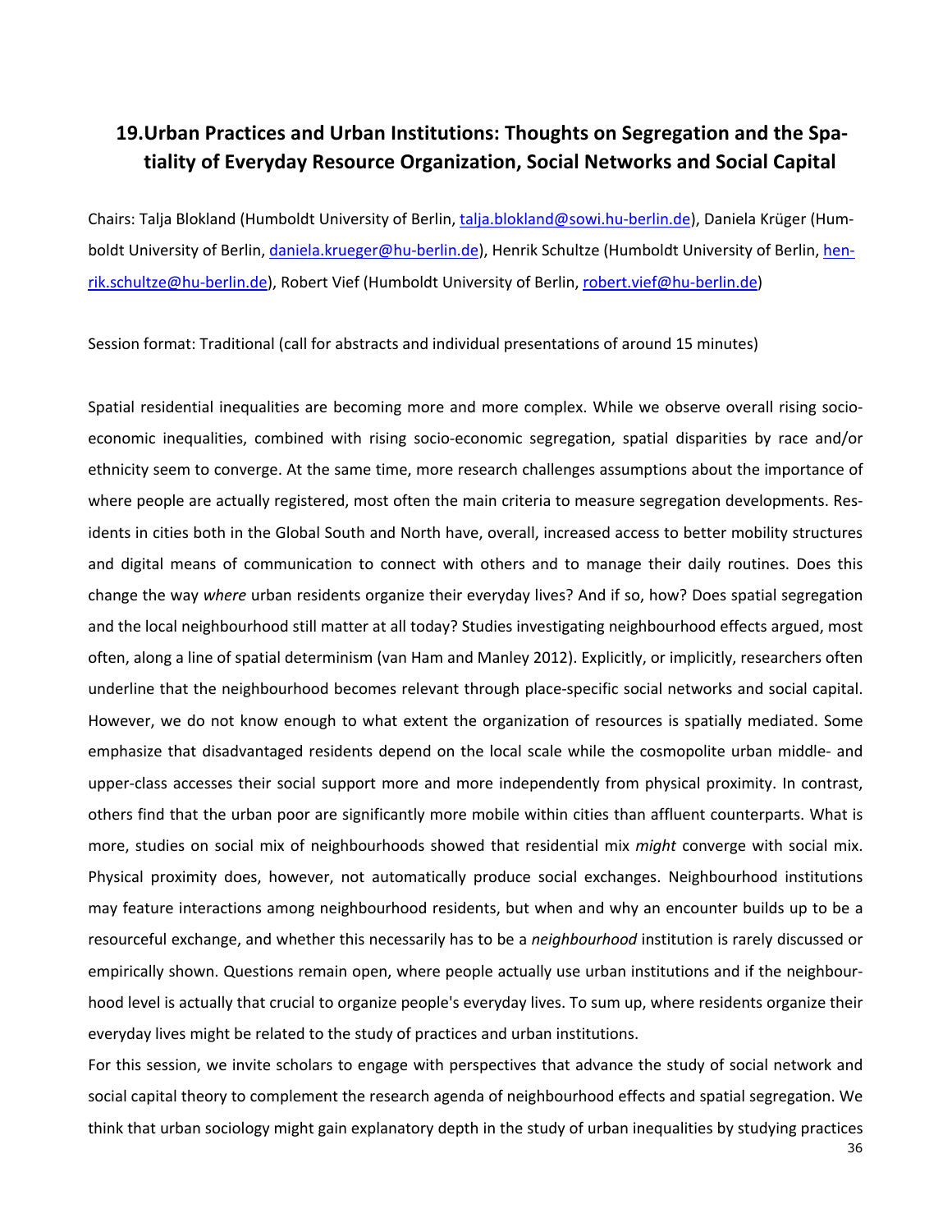## 19. Urban Practices and Urban Institutions: Thoughts on Segregation and the Spatiality of Everyday Resource Organization, Social Networks and Social Capital

Chairs: Talja Blokland (Humboldt University of Berlin, talja.blokland@sowi.hu-berlin.de), Daniela Krüger (Humboldt University of Berlin, daniela.krueger@hu-berlin.de), Henrik Schultze (Humboldt University of Berlin, henrik.schultze@hu-berlin.de), Robert Vief (Humboldt University of Berlin, robert.vief@hu-berlin.de)

Session format: Traditional (call for abstracts and individual presentations of around 15 minutes)

Spatial residential inequalities are becoming more and more complex. While we observe overall rising socio-economic inequalities, combined with rising socio-economic segregation, spatial disparities by race and/or ethnicity seem to converge. At the same time, more research challenges assumptions about the importance of where people are actually registered, most often the main criteria to measure segregation developments. Residents in cities both in the Global South and North have, overall, increased access to better mobility structures and digital means of communication to connect with others and to manage their daily routines. Does this change the way *where* urban residents organize their everyday lives? And if so, how? Does spatial segregation and the local neighbourhood still matter at all today? Studies investigating neighbourhood effects argued, most often, along a line of spatial determinism (van Ham and Manley 2012). Explicitly, or implicitly, researchers often underline that the neighbourhood becomes relevant through place-specific social networks and social capital. However, we do not know enough to what extent the organization of resources is spatially mediated. Some emphasize that disadvantaged residents depend on the local scale while the cosmopolite urban middle- and upper-class accesses their social support more and more independently from physical proximity. In contrast, others find that the urban poor are significantly more mobile within cities than affluent counterparts. What is more, studies on social mix of neighbourhoods showed that residential mix *might* converge with social mix. Physical proximity does, however, not automatically produce social exchanges. Neighbourhood institutions may feature interactions among neighbourhood residents, but when and why an encounter builds up to be a resourceful exchange, and whether this necessarily has to be a *neighbourhood* institution is rarely discussed or empirically shown. Questions remain open, where people actually use urban institutions and if the neighbourhood level is actually that crucial to organize people's everyday lives. To sum up, where residents organize their everyday lives might be related to the study of practices and urban institutions.

For this session, we invite scholars to engage with perspectives that advance the study of social network and social capital theory to complement the research agenda of neighbourhood effects and spatial segregation. We think that urban sociology might gain explanatory depth in the study of urban inequalities by studying practices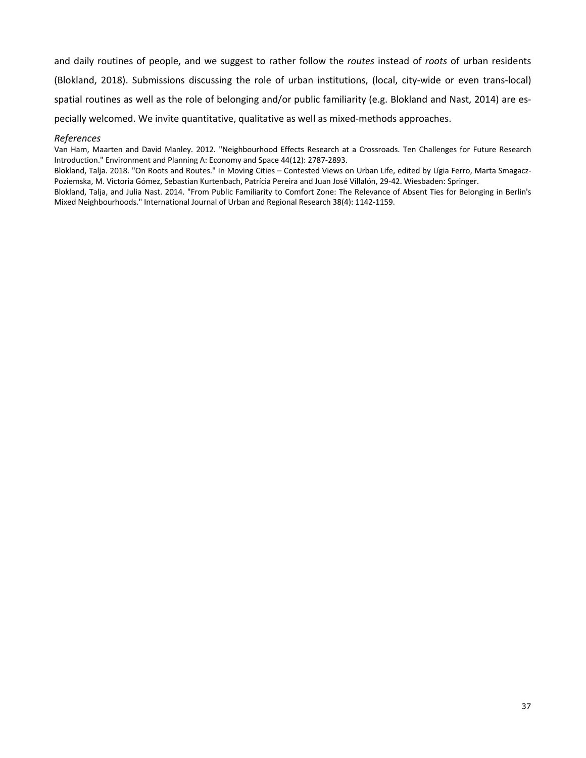and daily routines of people, and we suggest to rather follow the *routes* instead of *roots* of urban residents (Blokland, 2018). Submissions discussing the role of urban institutions, (local, city-wide or even trans-local) spatial routines as well as the role of belonging and/or public familiarity (e.g. Blokland and Nast, 2014) are especially welcomed. We invite quantitative, qualitative as well as mixed-methods approaches.

*References*

Van Ham, Maarten and David Manley. 2012. "Neighbourhood Effects Research at a Crossroads. Ten Challenges for Future Research Introduction." Environment and Planning A: Economy and Space 44(12): 2787-2893.

Blokland, Talja. 2018. "On Roots and Routes." In Moving Cities – Contested Views on Urban Life, edited by Lígia Ferro, Marta Smagacz-Poziemska, M. Victoria Gómez, Sebastian Kurtenbach, Patrícia Pereira and Juan José Villalón, 29-42. Wiesbaden: Springer.

Blokland, Talja, and Julia Nast. 2014. "From Public Familiarity to Comfort Zone: The Relevance of Absent Ties for Belonging in Berlin's Mixed Neighbourhoods." International Journal of Urban and Regional Research 38(4): 1142-1159.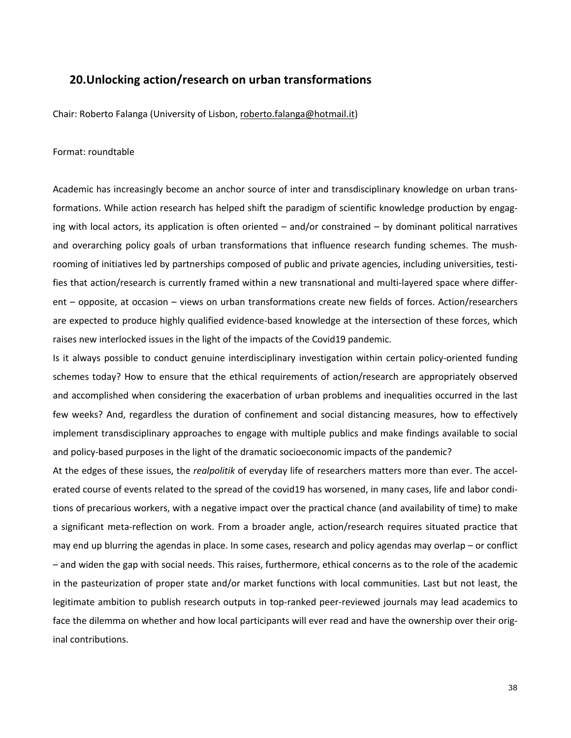## 20.Unlocking action/research on urban transformations

Chair: Roberto Falanga (University of Lisbon, roberto.falanga@hotmail.it)

Format: roundtable

Academic has increasingly become an anchor source of inter and transdisciplinary knowledge on urban transformations. While action research has helped shift the paradigm of scientific knowledge production by engaging with local actors, its application is often oriented – and/or constrained – by dominant political narratives and overarching policy goals of urban transformations that influence research funding schemes. The mushrooming of initiatives led by partnerships composed of public and private agencies, including universities, testifies that action/research is currently framed within a new transnational and multi-layered space where different – opposite, at occasion – views on urban transformations create new fields of forces. Action/researchers are expected to produce highly qualified evidence-based knowledge at the intersection of these forces, which raises new interlocked issues in the light of the impacts of the Covid19 pandemic.

Is it always possible to conduct genuine interdisciplinary investigation within certain policy-oriented funding schemes today? How to ensure that the ethical requirements of action/research are appropriately observed and accomplished when considering the exacerbation of urban problems and inequalities occurred in the last few weeks? And, regardless the duration of confinement and social distancing measures, how to effectively implement transdisciplinary approaches to engage with multiple publics and make findings available to social and policy-based purposes in the light of the dramatic socioeconomic impacts of the pandemic?

At the edges of these issues, the *realpolitik* of everyday life of researchers matters more than ever. The accelerated course of events related to the spread of the covid19 has worsened, in many cases, life and labor conditions of precarious workers, with a negative impact over the practical chance (and availability of time) to make a significant meta-reflection on work. From a broader angle, action/research requires situated practice that may end up blurring the agendas in place. In some cases, research and policy agendas may overlap – or conflict – and widen the gap with social needs. This raises, furthermore, ethical concerns as to the role of the academic in the pasteurization of proper state and/or market functions with local communities. Last but not least, the legitimate ambition to publish research outputs in top-ranked peer-reviewed journals may lead academics to face the dilemma on whether and how local participants will ever read and have the ownership over their original contributions.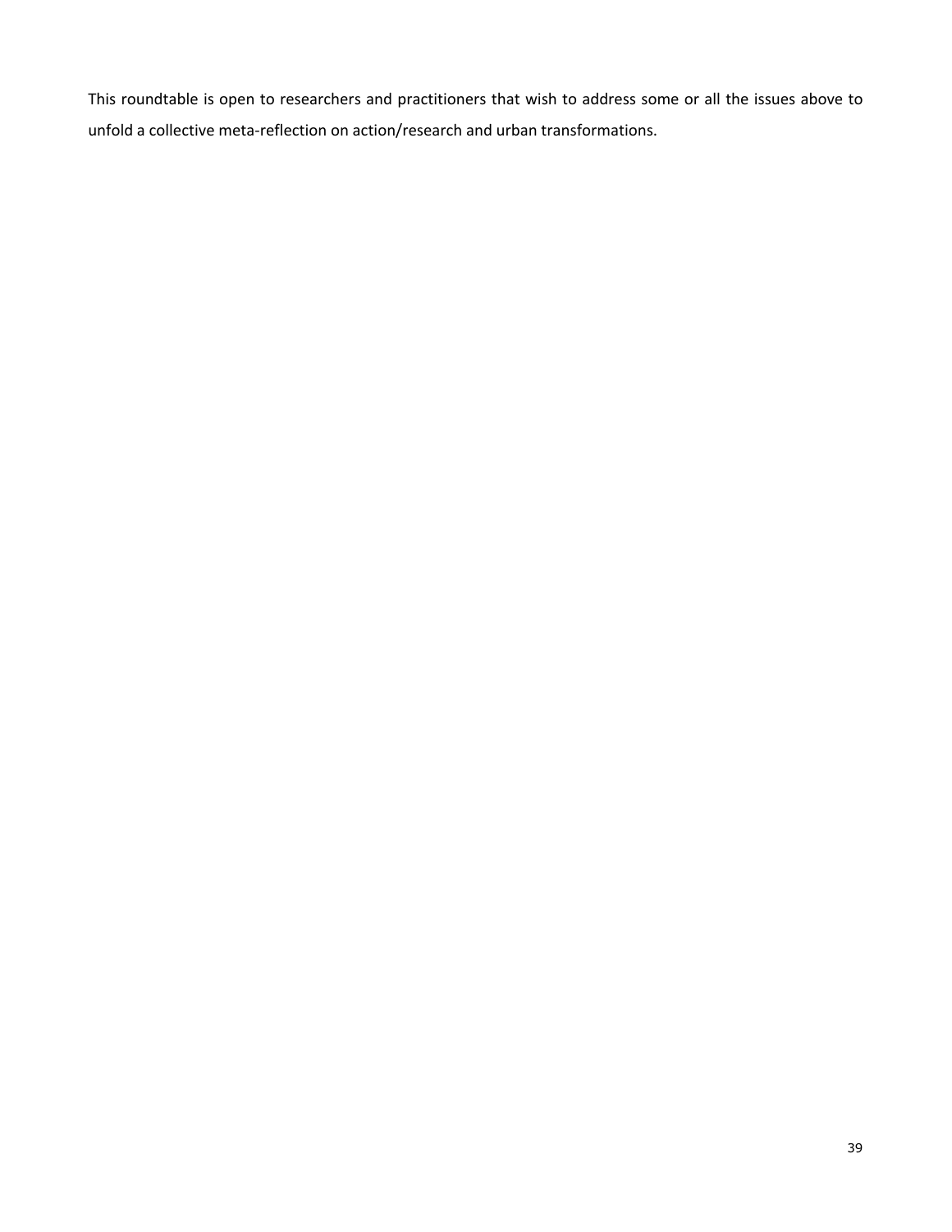This roundtable is open to researchers and practitioners that wish to address some or all the issues above to unfold a collective meta-reflection on action/research and urban transformations.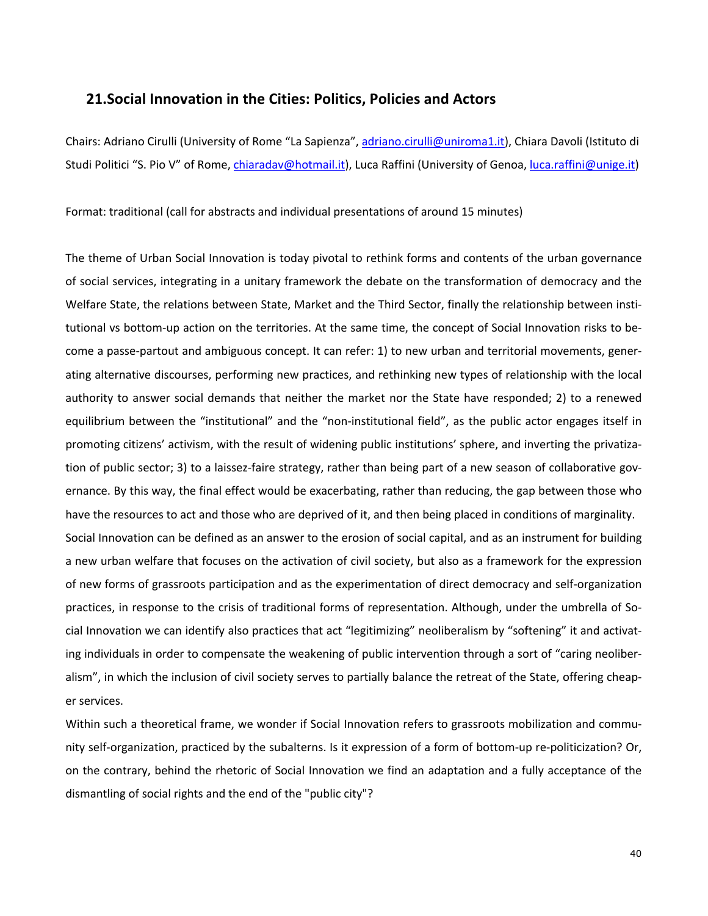## 21.Social Innovation in the Cities: Politics, Policies and Actors

Chairs: Adriano Cirulli (University of Rome "La Sapienza", adriano.cirulli@uniroma1.it), Chiara Davoli (Istituto di Studi Politici "S. Pio V" of Rome, chiaradav@hotmail.it), Luca Raffini (University of Genoa, luca.raffini@unige.it)

Format: traditional (call for abstracts and individual presentations of around 15 minutes)

The theme of Urban Social Innovation is today pivotal to rethink forms and contents of the urban governance of social services, integrating in a unitary framework the debate on the transformation of democracy and the Welfare State, the relations between State, Market and the Third Sector, finally the relationship between institutional vs bottom-up action on the territories. At the same time, the concept of Social Innovation risks to become a passe-partout and ambiguous concept. It can refer: 1) to new urban and territorial movements, generating alternative discourses, performing new practices, and rethinking new types of relationship with the local authority to answer social demands that neither the market nor the State have responded; 2) to a renewed equilibrium between the "institutional" and the "non-institutional field", as the public actor engages itself in promoting citizens' activism, with the result of widening public institutions' sphere, and inverting the privatization of public sector; 3) to a laissez-faire strategy, rather than being part of a new season of collaborative governance. By this way, the final effect would be exacerbating, rather than reducing, the gap between those who have the resources to act and those who are deprived of it, and then being placed in conditions of marginality.

Social Innovation can be defined as an answer to the erosion of social capital, and as an instrument for building a new urban welfare that focuses on the activation of civil society, but also as a framework for the expression of new forms of grassroots participation and as the experimentation of direct democracy and self-organization practices, in response to the crisis of traditional forms of representation. Although, under the umbrella of Social Innovation we can identify also practices that act "legitimizing" neoliberalism by "softening" it and activating individuals in order to compensate the weakening of public intervention through a sort of "caring neoliberalism", in which the inclusion of civil society serves to partially balance the retreat of the State, offering cheaper services.

Within such a theoretical frame, we wonder if Social Innovation refers to grassroots mobilization and community self-organization, practiced by the subalterns. Is it expression of a form of bottom-up re-politicization? Or, on the contrary, behind the rhetoric of Social Innovation we find an adaptation and a fully acceptance of the dismantling of social rights and the end of the "public city"?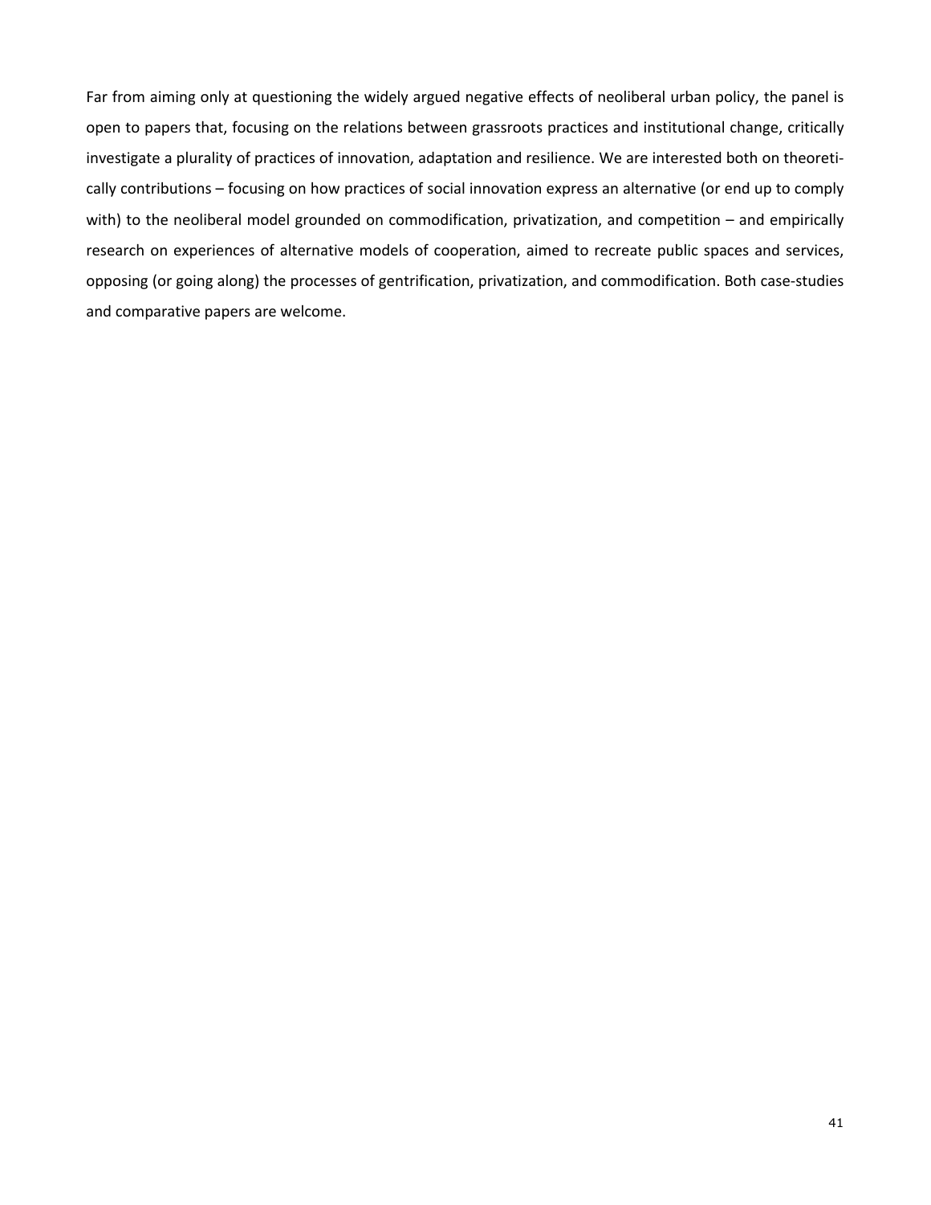Far from aiming only at questioning the widely argued negative effects of neoliberal urban policy, the panel is open to papers that, focusing on the relations between grassroots practices and institutional change, critically investigate a plurality of practices of innovation, adaptation and resilience. We are interested both on theoretically contributions – focusing on how practices of social innovation express an alternative (or end up to comply with) to the neoliberal model grounded on commodification, privatization, and competition – and empirically research on experiences of alternative models of cooperation, aimed to recreate public spaces and services, opposing (or going along) the processes of gentrification, privatization, and commodification. Both case-studies and comparative papers are welcome.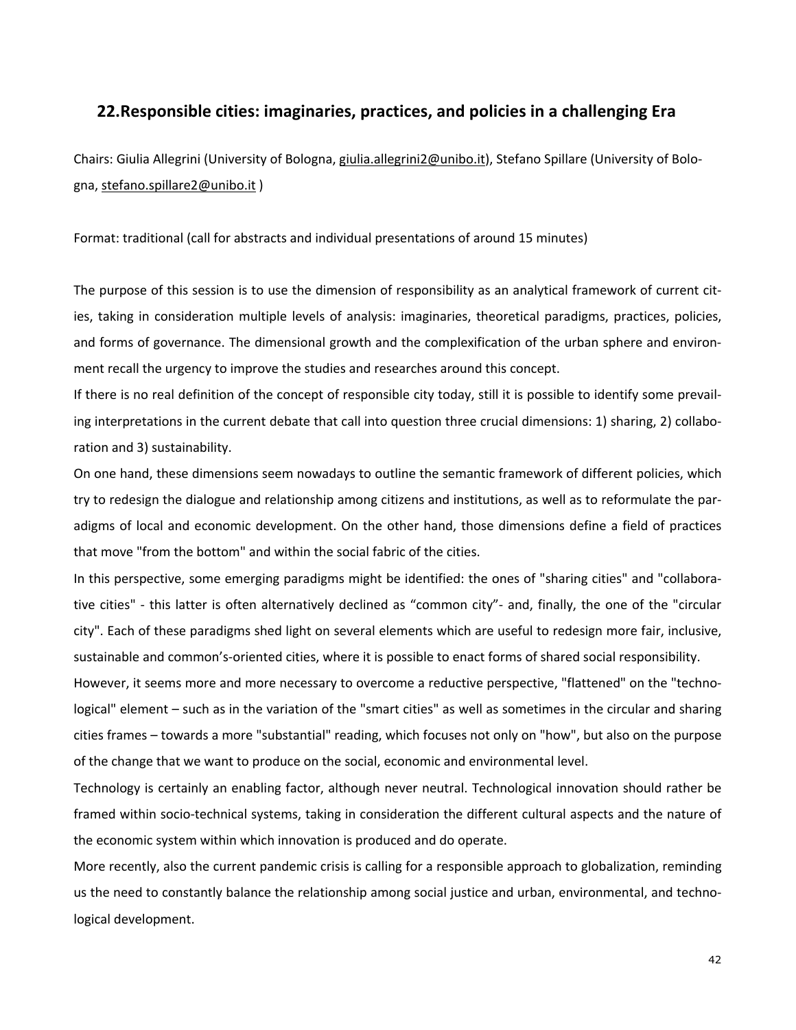## 22.Responsible cities: imaginaries, practices, and policies in a challenging Era

Chairs: Giulia Allegrini (University of Bologna, giulia.allegrini2@unibo.it), Stefano Spillare (University of Bologna, stefano.spillare2@unibo.it )

Format: traditional (call for abstracts and individual presentations of around 15 minutes)

The purpose of this session is to use the dimension of responsibility as an analytical framework of current cities, taking in consideration multiple levels of analysis: imaginaries, theoretical paradigms, practices, policies, and forms of governance. The dimensional growth and the complexification of the urban sphere and environment recall the urgency to improve the studies and researches around this concept.

If there is no real definition of the concept of responsible city today, still it is possible to identify some prevailing interpretations in the current debate that call into question three crucial dimensions: 1) sharing, 2) collaboration and 3) sustainability.

On one hand, these dimensions seem nowadays to outline the semantic framework of different policies, which try to redesign the dialogue and relationship among citizens and institutions, as well as to reformulate the paradigms of local and economic development. On the other hand, those dimensions define a field of practices that move "from the bottom" and within the social fabric of the cities.

In this perspective, some emerging paradigms might be identified: the ones of "sharing cities" and "collaborative cities" - this latter is often alternatively declined as “common city”- and, finally, the one of the "circular city". Each of these paradigms shed light on several elements which are useful to redesign more fair, inclusive, sustainable and common’s-oriented cities, where it is possible to enact forms of shared social responsibility.

However, it seems more and more necessary to overcome a reductive perspective, "flattened" on the "technological" element – such as in the variation of the "smart cities" as well as sometimes in the circular and sharing cities frames – towards a more "substantial" reading, which focuses not only on "how", but also on the purpose of the change that we want to produce on the social, economic and environmental level.

Technology is certainly an enabling factor, although never neutral. Technological innovation should rather be framed within socio-technical systems, taking in consideration the different cultural aspects and the nature of the economic system within which innovation is produced and do operate.

More recently, also the current pandemic crisis is calling for a responsible approach to globalization, reminding us the need to constantly balance the relationship among social justice and urban, environmental, and technological development.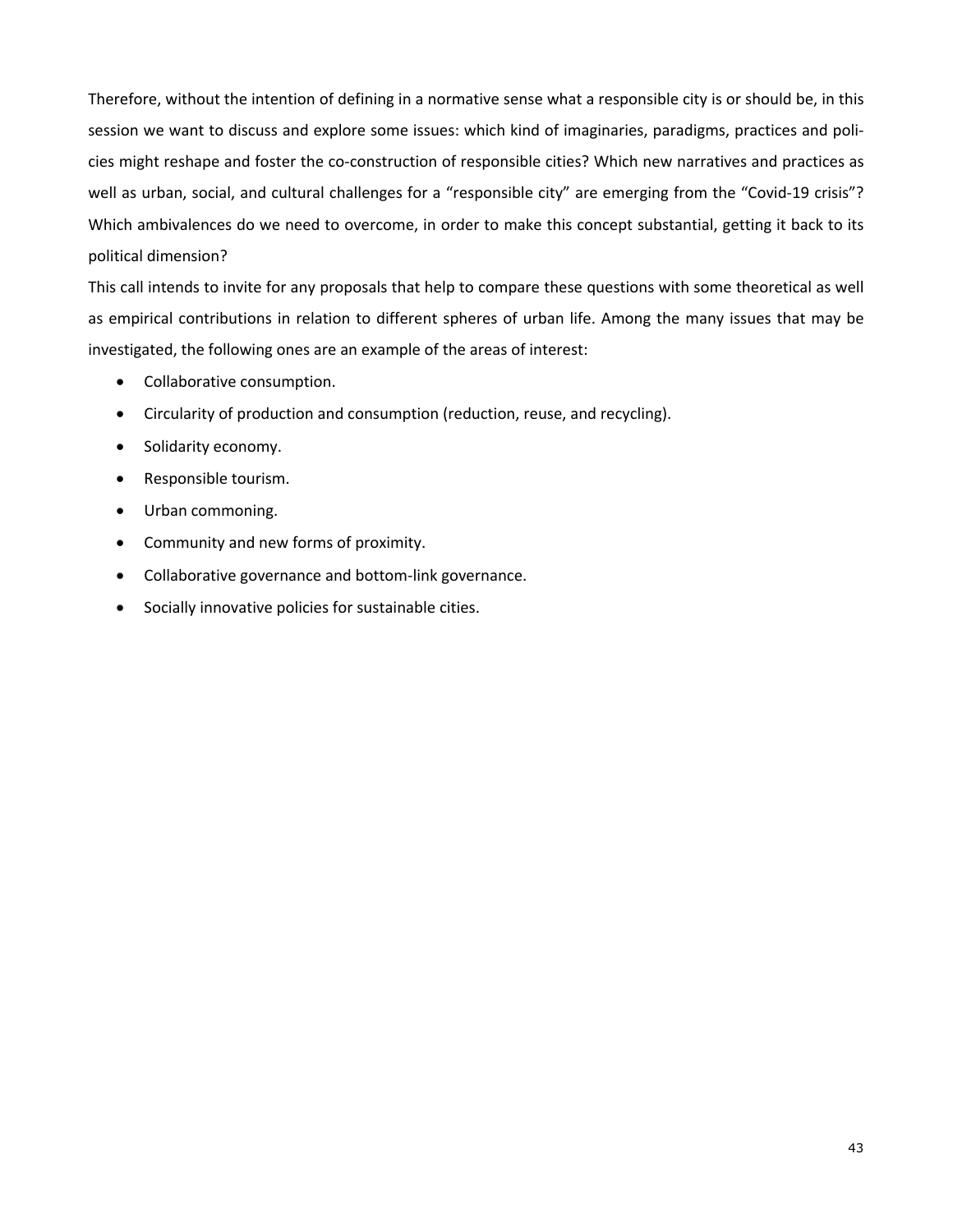Therefore, without the intention of defining in a normative sense what a responsible city is or should be, in this session we want to discuss and explore some issues: which kind of imaginaries, paradigms, practices and policies might reshape and foster the co-construction of responsible cities? Which new narratives and practices as well as urban, social, and cultural challenges for a "responsible city" are emerging from the "Covid-19 crisis"? Which ambivalences do we need to overcome, in order to make this concept substantial, getting it back to its political dimension?

This call intends to invite for any proposals that help to compare these questions with some theoretical as well as empirical contributions in relation to different spheres of urban life. Among the many issues that may be investigated, the following ones are an example of the areas of interest:

- Collaborative consumption.
- Circularity of production and consumption (reduction, reuse, and recycling).
- Solidarity economy.
- Responsible tourism.
- Urban commoning.
- Community and new forms of proximity.
- Collaborative governance and bottom-link governance.
- Socially innovative policies for sustainable cities.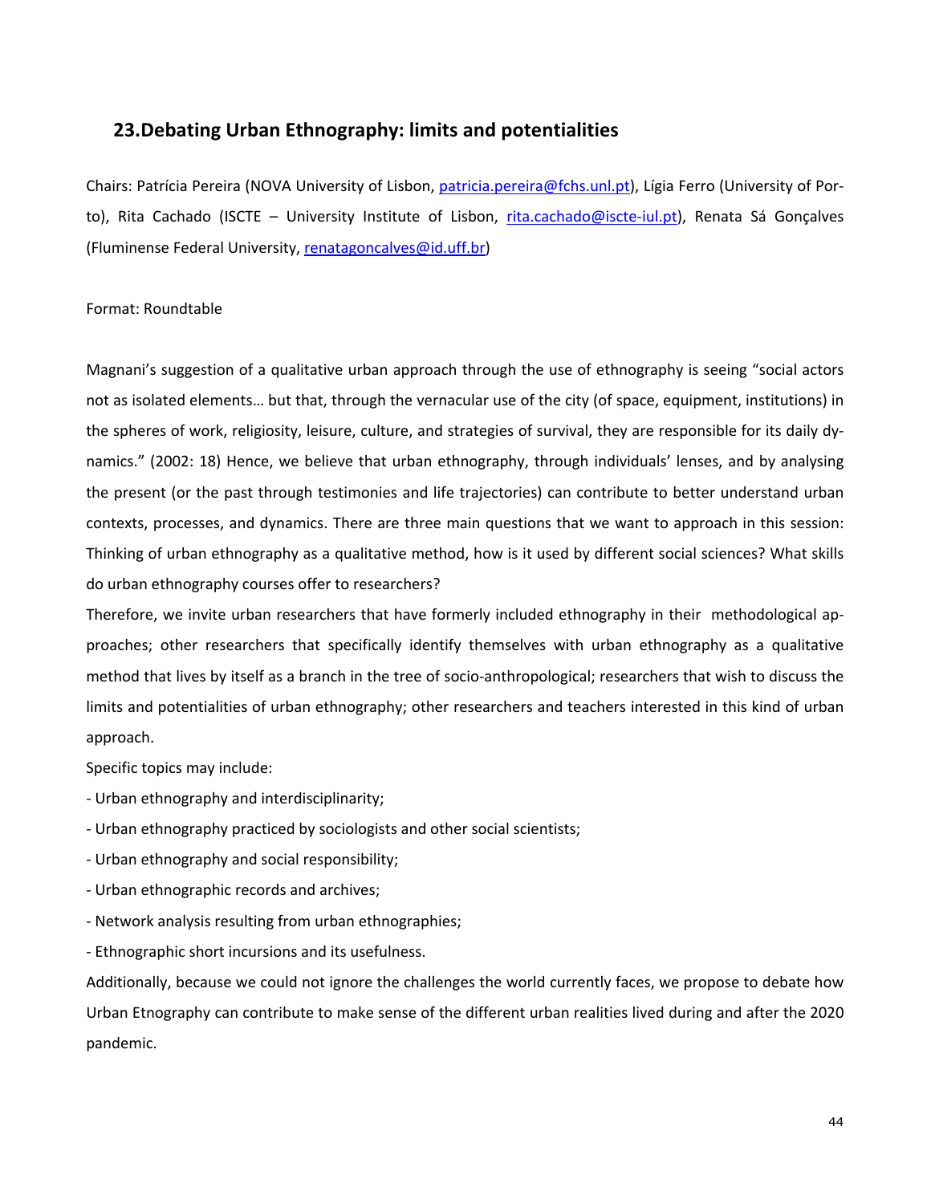## 23.Debating Urban Ethnography: limits and potentialities

Chairs: Patrícia Pereira (NOVA University of Lisbon, patricia.pereira@fchs.unl.pt), Lígia Ferro (University of Porto), Rita Cachado (ISCTE – University Institute of Lisbon, rita.cachado@iscte-iul.pt), Renata Sá Gonçalves (Fluminense Federal University, renatagoncalves@id.uff.br)

Format: Roundtable

Magnani's suggestion of a qualitative urban approach through the use of ethnography is seeing "social actors not as isolated elements… but that, through the vernacular use of the city (of space, equipment, institutions) in the spheres of work, religiosity, leisure, culture, and strategies of survival, they are responsible for its daily dynamics." (2002: 18) Hence, we believe that urban ethnography, through individuals' lenses, and by analysing the present (or the past through testimonies and life trajectories) can contribute to better understand urban contexts, processes, and dynamics. There are three main questions that we want to approach in this session: Thinking of urban ethnography as a qualitative method, how is it used by different social sciences? What skills do urban ethnography courses offer to researchers?

Therefore, we invite urban researchers that have formerly included ethnography in their methodological approaches; other researchers that specifically identify themselves with urban ethnography as a qualitative method that lives by itself as a branch in the tree of socio-anthropological; researchers that wish to discuss the limits and potentialities of urban ethnography; other researchers and teachers interested in this kind of urban approach.

Specific topics may include:

- Urban ethnography and interdisciplinarity;
- Urban ethnography practiced by sociologists and other social scientists;
- Urban ethnography and social responsibility;
- Urban ethnographic records and archives;
- Network analysis resulting from urban ethnographies;
- Ethnographic short incursions and its usefulness.

Additionally, because we could not ignore the challenges the world currently faces, we propose to debate how Urban Etnography can contribute to make sense of the different urban realities lived during and after the 2020 pandemic.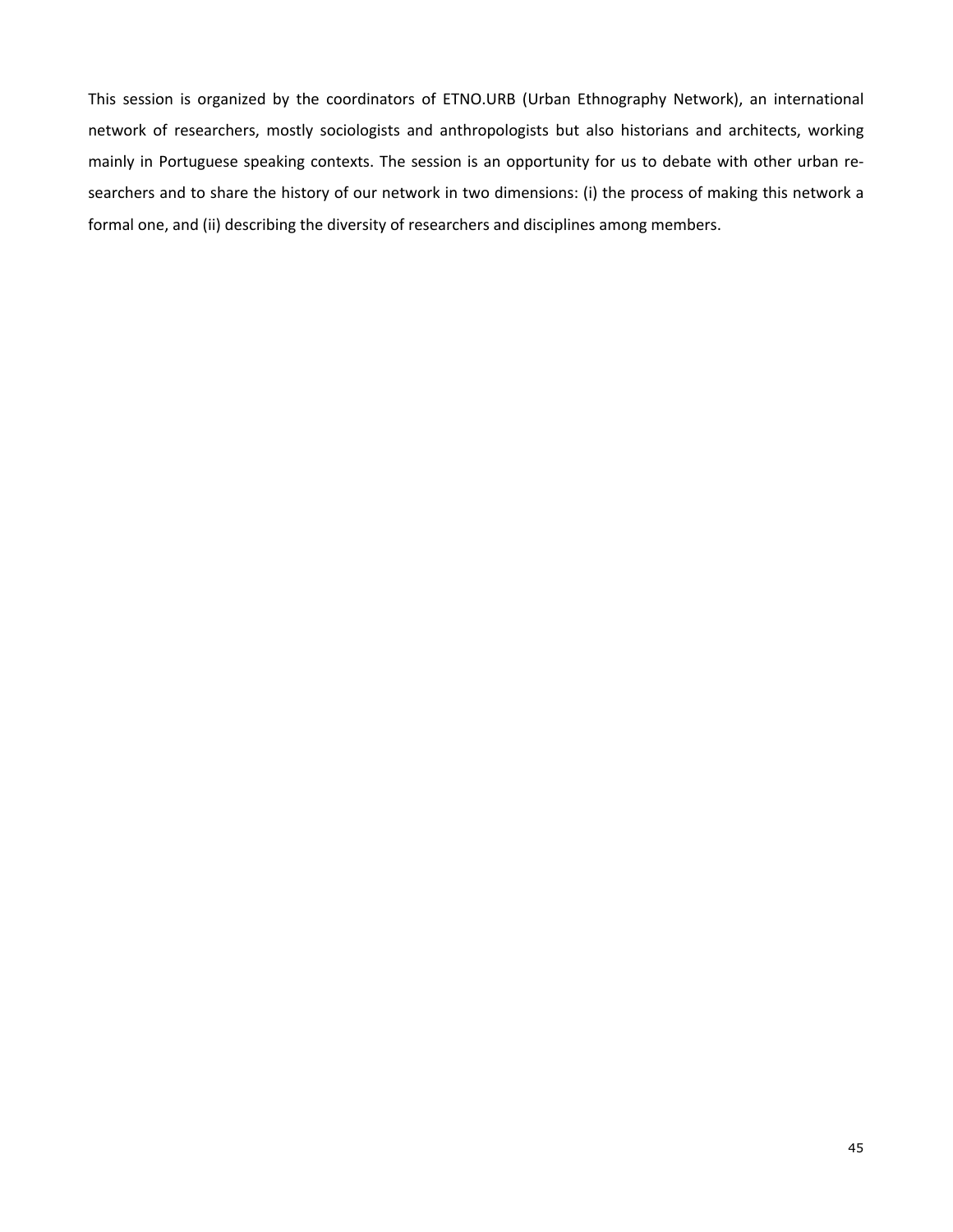This session is organized by the coordinators of ETNO.URB (Urban Ethnography Network), an international network of researchers, mostly sociologists and anthropologists but also historians and architects, working mainly in Portuguese speaking contexts. The session is an opportunity for us to debate with other urban researchers and to share the history of our network in two dimensions: (i) the process of making this network a formal one, and (ii) describing the diversity of researchers and disciplines among members.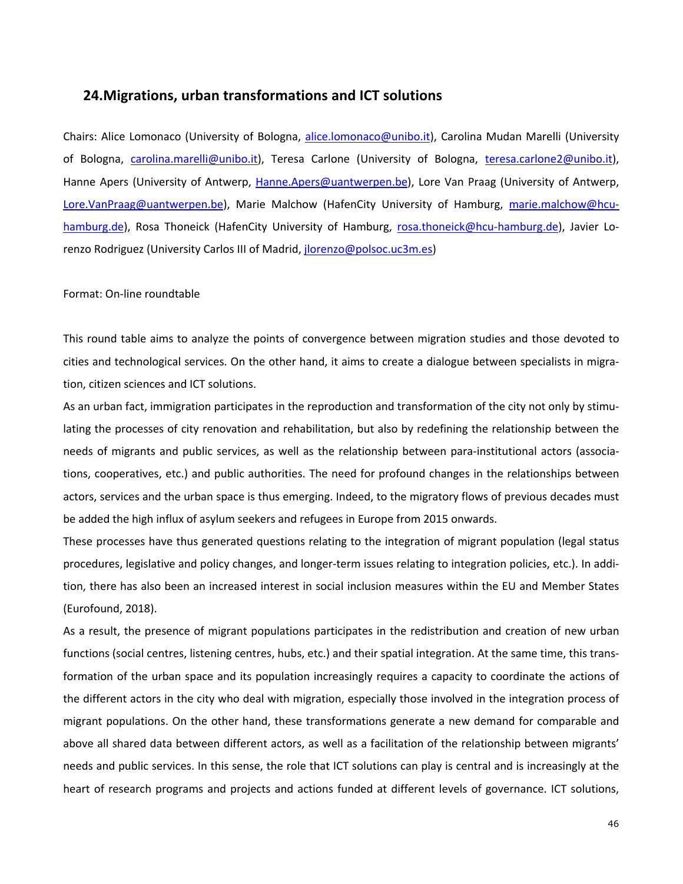## 24. Migrations, urban transformations and ICT solutions

Chairs: Alice Lomonaco (University of Bologna, alice.lomonaco@unibo.it), Carolina Mudan Marelli (University of Bologna, carolina.marelli@unibo.it), Teresa Carlone (University of Bologna, teresa.carlone2@unibo.it), Hanne Apers (University of Antwerp, Hanne.Apers@uantwerpen.be), Lore Van Praag (University of Antwerp, Lore.VanPraag@uantwerpen.be), Marie Malchow (HafenCity University of Hamburg, marie.malchow@hcu-hamburg.de), Rosa Thoneick (HafenCity University of Hamburg, rosa.thoneick@hcu-hamburg.de), Javier Lorenzo Rodriguez (University Carlos III of Madrid, jlorenzo@polsoc.uc3m.es)

Format: On-line roundtable

This round table aims to analyze the points of convergence between migration studies and those devoted to cities and technological services. On the other hand, it aims to create a dialogue between specialists in migration, citizen sciences and ICT solutions.

As an urban fact, immigration participates in the reproduction and transformation of the city not only by stimulating the processes of city renovation and rehabilitation, but also by redefining the relationship between the needs of migrants and public services, as well as the relationship between para-institutional actors (associations, cooperatives, etc.) and public authorities. The need for profound changes in the relationships between actors, services and the urban space is thus emerging. Indeed, to the migratory flows of previous decades must be added the high influx of asylum seekers and refugees in Europe from 2015 onwards.

These processes have thus generated questions relating to the integration of migrant population (legal status procedures, legislative and policy changes, and longer-term issues relating to integration policies, etc.). In addition, there has also been an increased interest in social inclusion measures within the EU and Member States (Eurofound, 2018).

As a result, the presence of migrant populations participates in the redistribution and creation of new urban functions (social centres, listening centres, hubs, etc.) and their spatial integration. At the same time, this transformation of the urban space and its population increasingly requires a capacity to coordinate the actions of the different actors in the city who deal with migration, especially those involved in the integration process of migrant populations. On the other hand, these transformations generate a new demand for comparable and above all shared data between different actors, as well as a facilitation of the relationship between migrants' needs and public services. In this sense, the role that ICT solutions can play is central and is increasingly at the heart of research programs and projects and actions funded at different levels of governance. ICT solutions,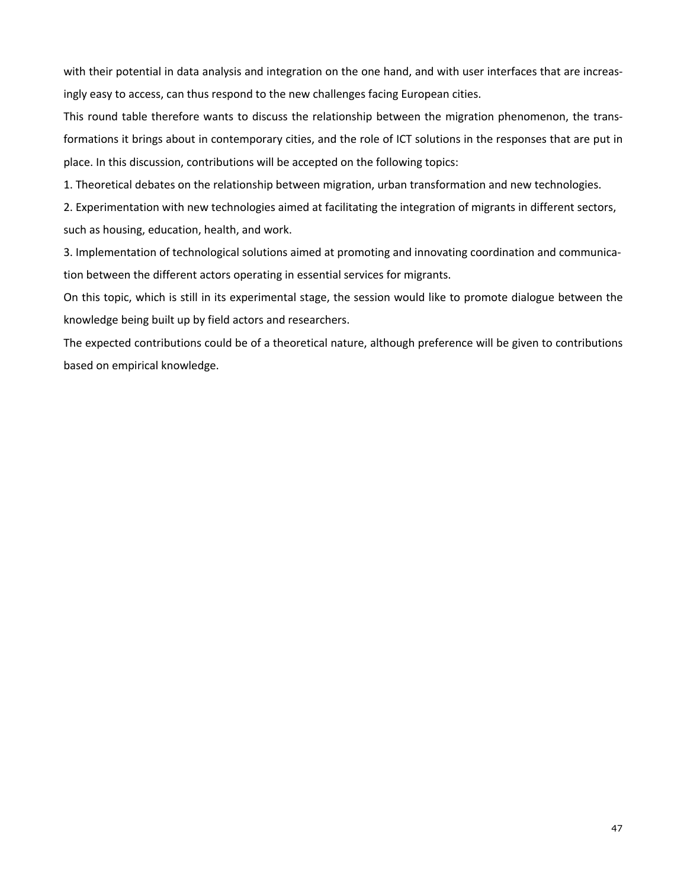with their potential in data analysis and integration on the one hand, and with user interfaces that are increasingly easy to access, can thus respond to the new challenges facing European cities.

This round table therefore wants to discuss the relationship between the migration phenomenon, the transformations it brings about in contemporary cities, and the role of ICT solutions in the responses that are put in place. In this discussion, contributions will be accepted on the following topics:

1. Theoretical debates on the relationship between migration, urban transformation and new technologies.
2. Experimentation with new technologies aimed at facilitating the integration of migrants in different sectors, such as housing, education, health, and work.
3. Implementation of technological solutions aimed at promoting and innovating coordination and communication between the different actors operating in essential services for migrants.

On this topic, which is still in its experimental stage, the session would like to promote dialogue between the knowledge being built up by field actors and researchers.

The expected contributions could be of a theoretical nature, although preference will be given to contributions based on empirical knowledge.